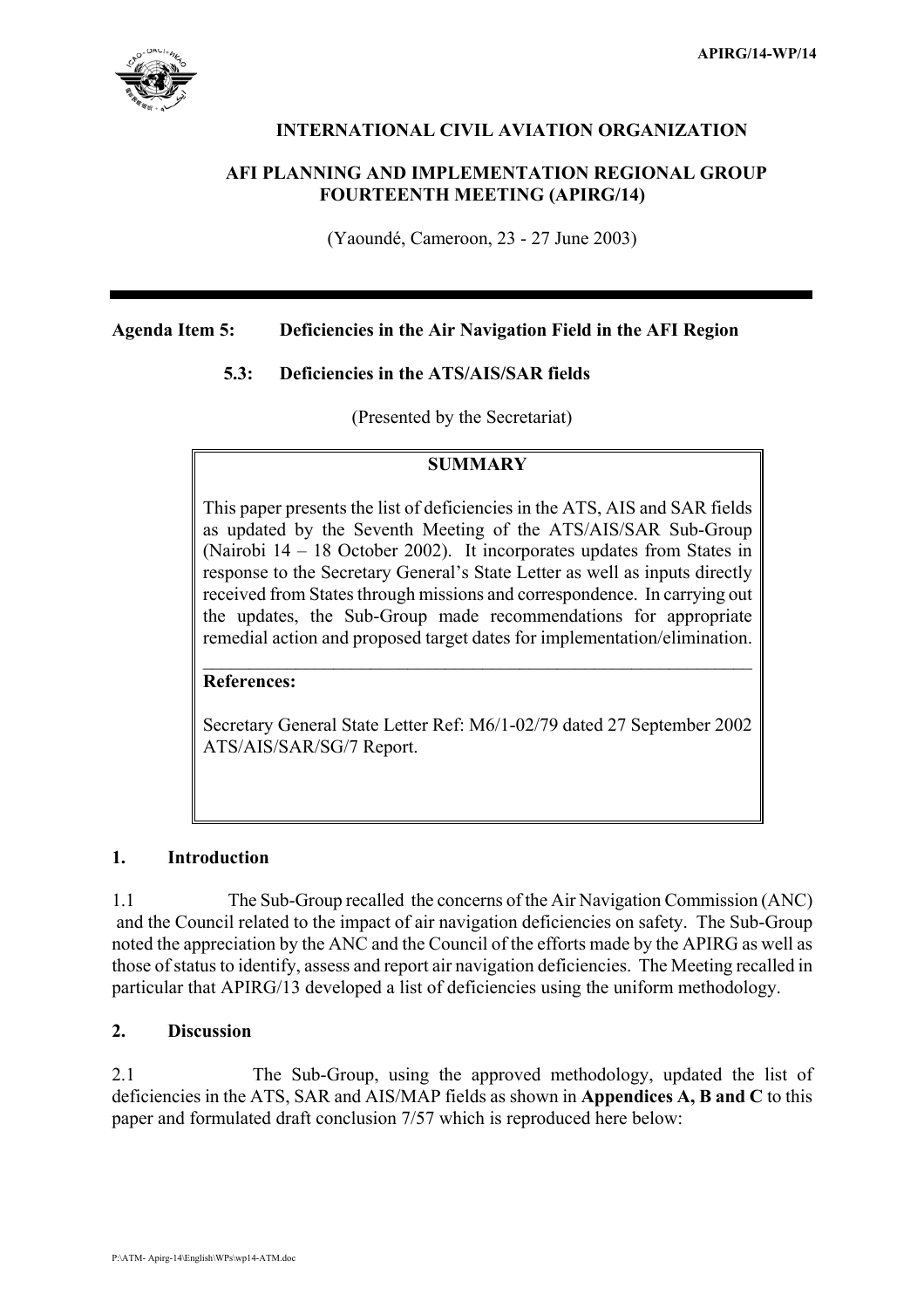APIRG/14-WP/14

**INTERNATIONAL CIVIL AVIATION ORGANIZATION**

**AFI PLANNING AND IMPLEMENTATION REGIONAL GROUP FOURTEENTH MEETING (APIRG/14)**

(Yaoundé, Cameroon, 23 - 27 June 2003)

---

**Agenda Item 5: Deficiencies in the Air Navigation Field in the AFI Region**

**5.3: Deficiencies in the ATS/AIS/SAR fields**

(Presented by the Secretariat)

> **SUMMARY**
>
> This paper presents the list of deficiencies in the ATS, AIS and SAR fields as updated by the Seventh Meeting of the ATS/AIS/SAR Sub-Group (Nairobi 14 – 18 October 2002). It incorporates updates from States in response to the Secretary General's State Letter as well as inputs directly received from States through missions and correspondence. In carrying out the updates, the Sub-Group made recommendations for appropriate remedial action and proposed target dates for implementation/elimination.
>
> **References:**
>
> Secretary General State Letter Ref: M6/1-02/79 dated 27 September 2002
> ATS/AIS/SAR/SG/7 Report.

## 1. Introduction

1.1 The Sub-Group recalled the concerns of the Air Navigation Commission (ANC) and the Council related to the impact of air navigation deficiencies on safety. The Sub-Group noted the appreciation by the ANC and the Council of the efforts made by the APIRG as well as those of status to identify, assess and report air navigation deficiencies. The Meeting recalled in particular that APIRG/13 developed a list of deficiencies using the uniform methodology.

## 2. Discussion

2.1 The Sub-Group, using the approved methodology, updated the list of deficiencies in the ATS, SAR and AIS/MAP fields as shown in **Appendices A, B and C** to this paper and formulated draft conclusion 7/57 which is reproduced here below: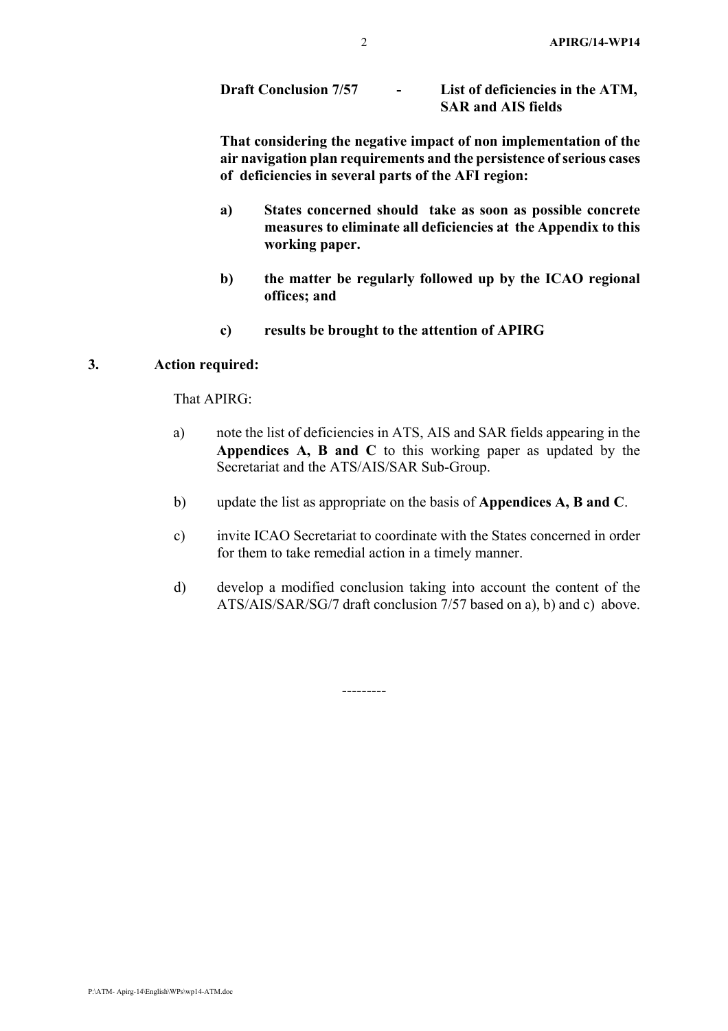**Draft Conclusion 7/57 - List of deficiencies in the ATM, SAR and AIS fields**

**That considering the negative impact of non implementation of the air navigation plan requirements and the persistence of serious cases of deficiencies in several parts of the AFI region:**

**a) States concerned should take as soon as possible concrete measures to eliminate all deficiencies at the Appendix to this working paper.**

**b) the matter be regularly followed up by the ICAO regional offices; and**

**c) results be brought to the attention of APIRG**

## 3. Action required:

That APIRG:

a) note the list of deficiencies in ATS, AIS and SAR fields appearing in the **Appendices A, B and C** to this working paper as updated by the Secretariat and the ATS/AIS/SAR Sub-Group.

b) update the list as appropriate on the basis of **Appendices A, B and C**.

c) invite ICAO Secretariat to coordinate with the States concerned in order for them to take remedial action in a timely manner.

d) develop a modified conclusion taking into account the content of the ATS/AIS/SAR/SG/7 draft conclusion 7/57 based on a), b) and c) above.

---------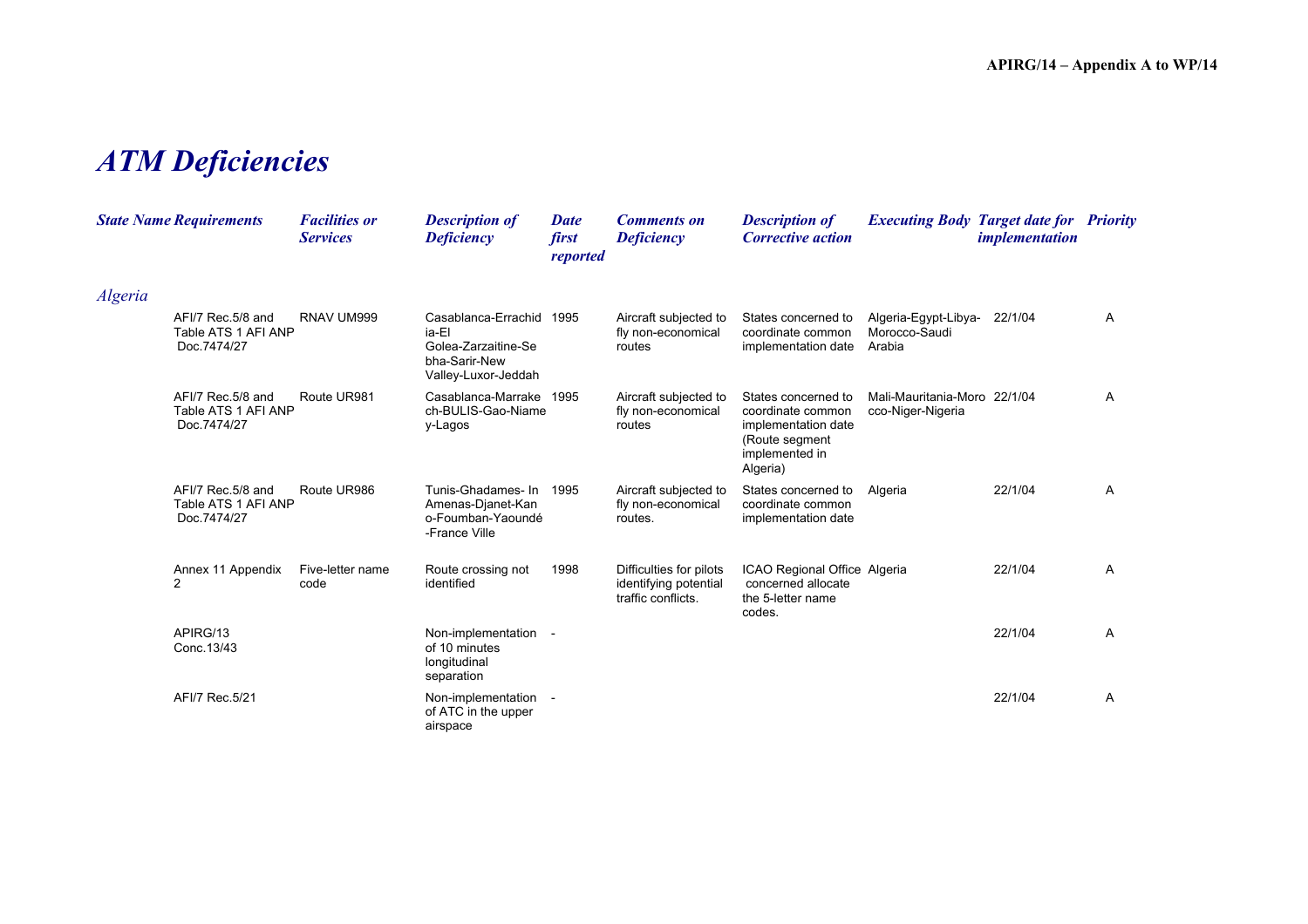# *ATM Deficiencies*

| State Name | Requirements | Facilities or Services | Description of Deficiency | Date first reported | Comments on Deficiency | Description of Corrective action | Executing Body | Target date for implementation | Priority |
|---|---|---|---|---|---|---|---|---|---|
| *Algeria* | | | | | | | | | |
| | AFI/7 Rec.5/8 and Table ATS 1 AFI ANP Doc.7474/27 | RNAV UM999 | Casablanca-Errachidia-El Golea-Zarzaitine-Sebha-Sarir-New Valley-Luxor-Jeddah | 1995 | Aircraft subjected to fly non-economical routes | States concerned to coordinate common implementation date | Algeria-Egypt-Libya-Morocco-Saudi Arabia | 22/1/04 | A |
| | AFI/7 Rec.5/8 and Table ATS 1 AFI ANP Doc.7474/27 | Route UR981 | Casablanca-Marrakech-BULIS-Gao-Niamey-Lagos | 1995 | Aircraft subjected to fly non-economical routes | States concerned to coordinate common implementation date (Route segment implemented in Algeria) | Mali-Mauritania-Morocco-Niger-Nigeria | 22/1/04 | A |
| | AFI/7 Rec.5/8 and Table ATS 1 AFI ANP Doc.7474/27 | Route UR986 | Tunis-Ghadames- In Amenas-Djanet-Kano-Foumban-Yaoundé-France Ville | 1995 | Aircraft subjected to fly non-economical routes. | States concerned to coordinate common implementation date | Algeria | 22/1/04 | A |
| | Annex 11 Appendix 2 | Five-letter name code | Route crossing not identified | 1998 | Difficulties for pilots identifying potential traffic conflicts. | ICAO Regional Office concerned allocate the 5-letter name codes. | Algeria | 22/1/04 | A |
| | APIRG/13 Conc.13/43 | | Non-implementation of 10 minutes longitudinal separation | - | | | | 22/1/04 | A |
| | AFI/7 Rec.5/21 | | Non-implementation of ATC in the upper airspace | - | | | | 22/1/04 | A |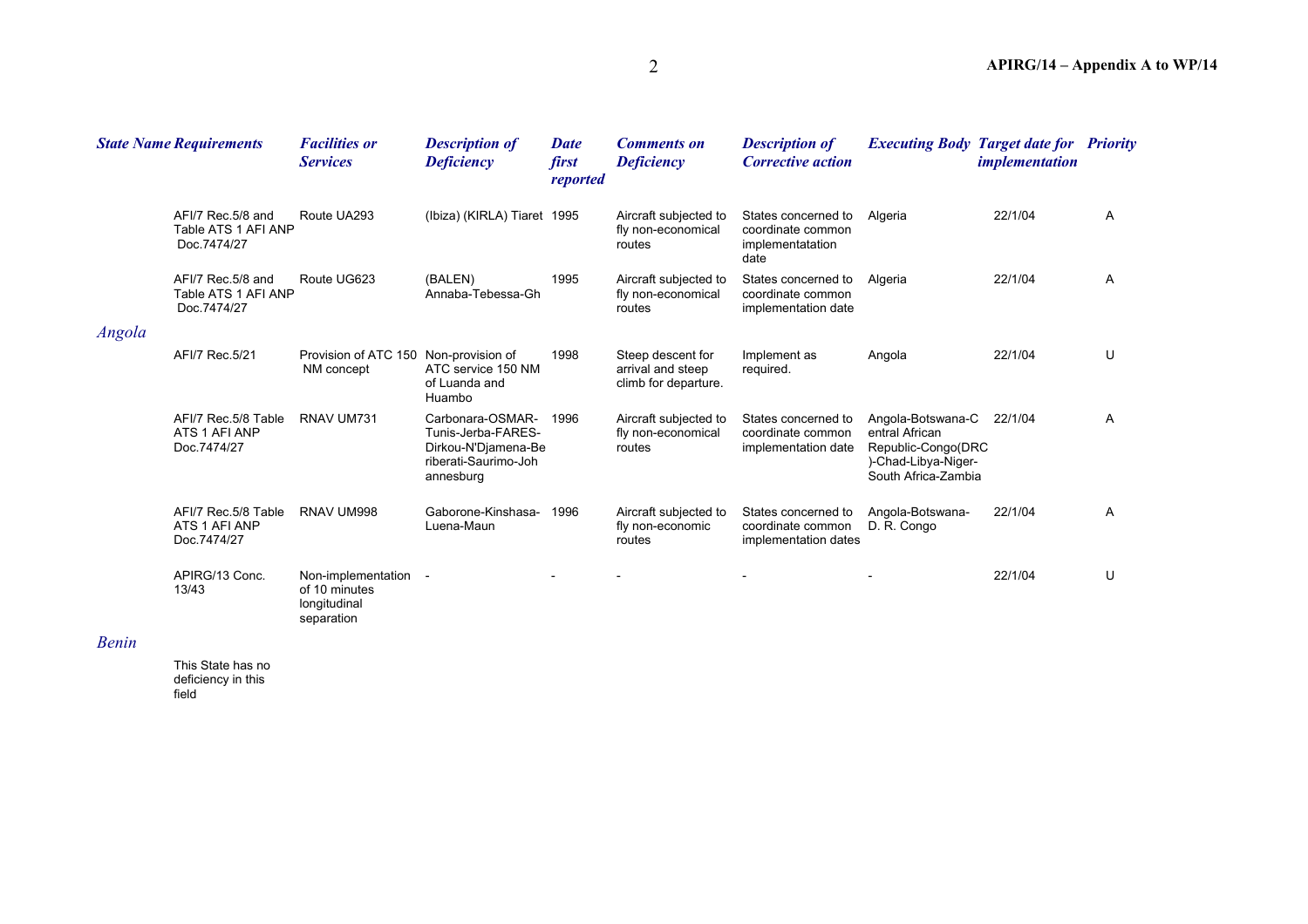| State Name | Requirements | Facilities or Services | Description of Deficiency | Date first reported | Comments on Deficiency | Description of Corrective action | Executing Body | Target date for implementation | Priority |
|---|---|---|---|---|---|---|---|---|---|
| | AFI/7 Rec.5/8 and Table ATS 1 AFI ANP Doc.7474/27 | Route UA293 | (Ibiza) (KIRLA) Tiaret | 1995 | Aircraft subjected to fly non-economical routes | States concerned to coordinate common implementatation date | Algeria | 22/1/04 | A |
| | AFI/7 Rec.5/8 and Table ATS 1 AFI ANP Doc.7474/27 | Route UG623 | (BALEN) Annaba-Tebessa-Gh | 1995 | Aircraft subjected to fly non-economical routes | States concerned to coordinate common implementation date | Algeria | 22/1/04 | A |
| *Angola* | | | | | | | | | |
| | AFI/7 Rec.5/21 | Provision of ATC 150 NM concept | Non-provision of ATC service 150 NM of Luanda and Huambo | 1998 | Steep descent for arrival and steep climb for departure. | Implement as required. | Angola | 22/1/04 | U |
| | AFI/7 Rec.5/8 Table ATS 1 AFI ANP Doc.7474/27 | RNAV UM731 | Carbonara-OSMAR-Tunis-Jerba-FARES-Dirkou-N'Djamena-Beriberati-Saurimo-Johannesburg | 1996 | Aircraft subjected to fly non-economical routes | States concerned to coordinate common implementation date | Angola-Botswana-Central African Republic-Congo(DRC)-Chad-Libya-Niger-South Africa-Zambia | 22/1/04 | A |
| | AFI/7 Rec.5/8 Table ATS 1 AFI ANP Doc.7474/27 | RNAV UM998 | Gaborone-Kinshasa-Luena-Maun | 1996 | Aircraft subjected to fly non-economic routes | States concerned to coordinate common implementation dates | Angola-Botswana-D. R. Congo | 22/1/04 | A |
| | APIRG/13 Conc. 13/43 | Non-implementation of 10 minutes longitudinal separation | - | - | - | - | - | 22/1/04 | U |
| *Benin* | | | | | | | | | |
| | This State has no deficiency in this field | | | | | | | | |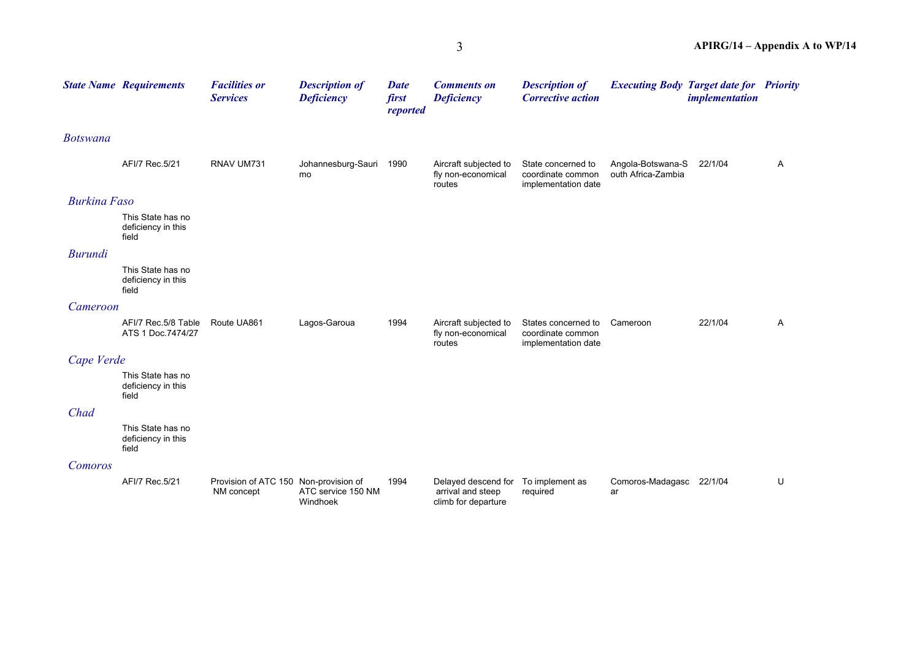| State Name | Requirements | Facilities or Services | Description of Deficiency | Date first reported | Comments on Deficiency | Description of Corrective action | Executing Body | Target date for implementation | Priority |
|---|---|---|---|---|---|---|---|---|---|
| *Botswana* | | | | | | | | | |
| | AFI/7 Rec.5/21 | RNAV UM731 | Johannesburg-Saurimo | 1990 | Aircraft subjected to fly non-economical routes | State concerned to coordinate common implementation date | Angola-Botswana-South Africa-Zambia | 22/1/04 | A |
| *Burkina Faso* | | | | | | | | | |
| | This State has no deficiency in this field | | | | | | | | |
| *Burundi* | | | | | | | | | |
| | This State has no deficiency in this field | | | | | | | | |
| *Cameroon* | | | | | | | | | |
| | AFI/7 Rec.5/8 Table ATS 1 Doc.7474/27 | Route UA861 | Lagos-Garoua | 1994 | Aircraft subjected to fly non-economical routes | States concerned to coordinate common implementation date | Cameroon | 22/1/04 | A |
| *Cape Verde* | | | | | | | | | |
| | This State has no deficiency in this field | | | | | | | | |
| *Chad* | | | | | | | | | |
| | This State has no deficiency in this field | | | | | | | | |
| *Comoros* | | | | | | | | | |
| | AFI/7 Rec.5/21 | Provision of ATC 150 NM concept | Non-provision of ATC service 150 NM Windhoek | 1994 | Delayed descend for arrival and steep climb for departure | To implement as required | Comoros-Madagascar | 22/1/04 | U |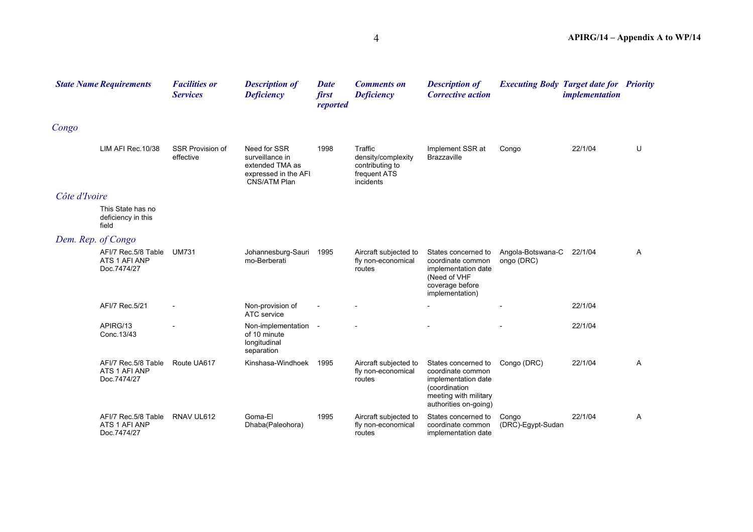| State Name | Requirements | Facilities or Services | Description of Deficiency | Date first reported | Comments on Deficiency | Description of Corrective action | Executing Body | Target date for implementation | Priority |
|---|---|---|---|---|---|---|---|---|---|
| *Congo* | | | | | | | | | |
| | LIM AFI Rec.10/38 | SSR Provision of effective | Need for SSR surveillance in extended TMA as expressed in the AFI CNS/ATM Plan | 1998 | Traffic density/complexity contributing to frequent ATS incidents | Implement SSR at Brazzaville | Congo | 22/1/04 | U |
| *Côte d'Ivoire* | | | | | | | | | |
| | This State has no deficiency in this field | | | | | | | | |
| *Dem. Rep. of Congo* | | | | | | | | | |
| | AFI/7 Rec.5/8 Table ATS 1 AFI ANP Doc.7474/27 | UM731 | Johannesburg-Saurimo-Berberati | 1995 | Aircraft subjected to fly non-economical routes | States concerned to coordinate common implementation date (Need of VHF coverage before implementation) | Angola-Botswana-Congo (DRC) | 22/1/04 | A |
| | AFI/7 Rec.5/21 | - | Non-provision of ATC service | - | - | - | - | 22/1/04 | |
| | APIRG/13 Conc.13/43 | - | Non-implementation of 10 minute longitudinal separation | - | - | - | - | 22/1/04 | |
| | AFI/7 Rec.5/8 Table ATS 1 AFI ANP Doc.7474/27 | Route UA617 | Kinshasa-Windhoek | 1995 | Aircraft subjected to fly non-economical routes | States concerned to coordinate common implementation date (coordination meeting with military authorities on-going) | Congo (DRC) | 22/1/04 | A |
| | AFI/7 Rec.5/8 Table ATS 1 AFI ANP Doc.7474/27 | RNAV UL612 | Goma-El Dhaba(Paleohora) | 1995 | Aircraft subjected to fly non-economical routes | States concerned to coordinate common implementation date | Congo (DRC)-Egypt-Sudan | 22/1/04 | A |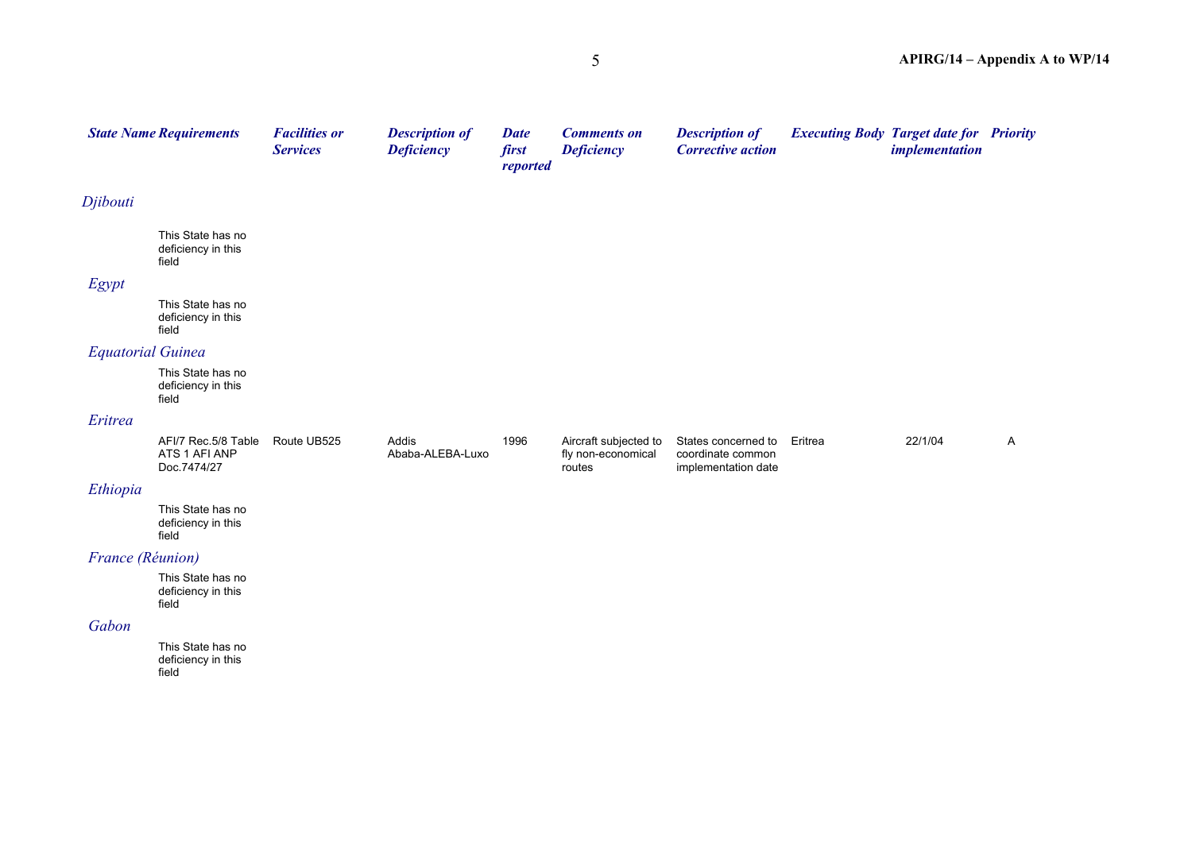| State Name | Requirements | Facilities or Services | Description of Deficiency | Date first reported | Comments on Deficiency | Description of Corrective action | Executing Body | Target date for implementation | Priority |
|---|---|---|---|---|---|---|---|---|---|
| *Djibouti* | | | | | | | | | |
| | This State has no deficiency in this field | | | | | | | | |
| *Egypt* | | | | | | | | | |
| | This State has no deficiency in this field | | | | | | | | |
| *Equatorial Guinea* | | | | | | | | | |
| | This State has no deficiency in this field | | | | | | | | |
| *Eritrea* | | | | | | | | | |
| | AFI/7 Rec.5/8 Table ATS 1 AFI ANP Doc.7474/27 | Route UB525 | Addis Ababa-ALEBA-Luxo | 1996 | Aircraft subjected to fly non-economical routes | States concerned to coordinate common implementation date | Eritrea | 22/1/04 | A |
| *Ethiopia* | | | | | | | | | |
| | This State has no deficiency in this field | | | | | | | | |
| *France (Réunion)* | | | | | | | | | |
| | This State has no deficiency in this field | | | | | | | | |
| *Gabon* | | | | | | | | | |
| | This State has no deficiency in this field | | | | | | | | |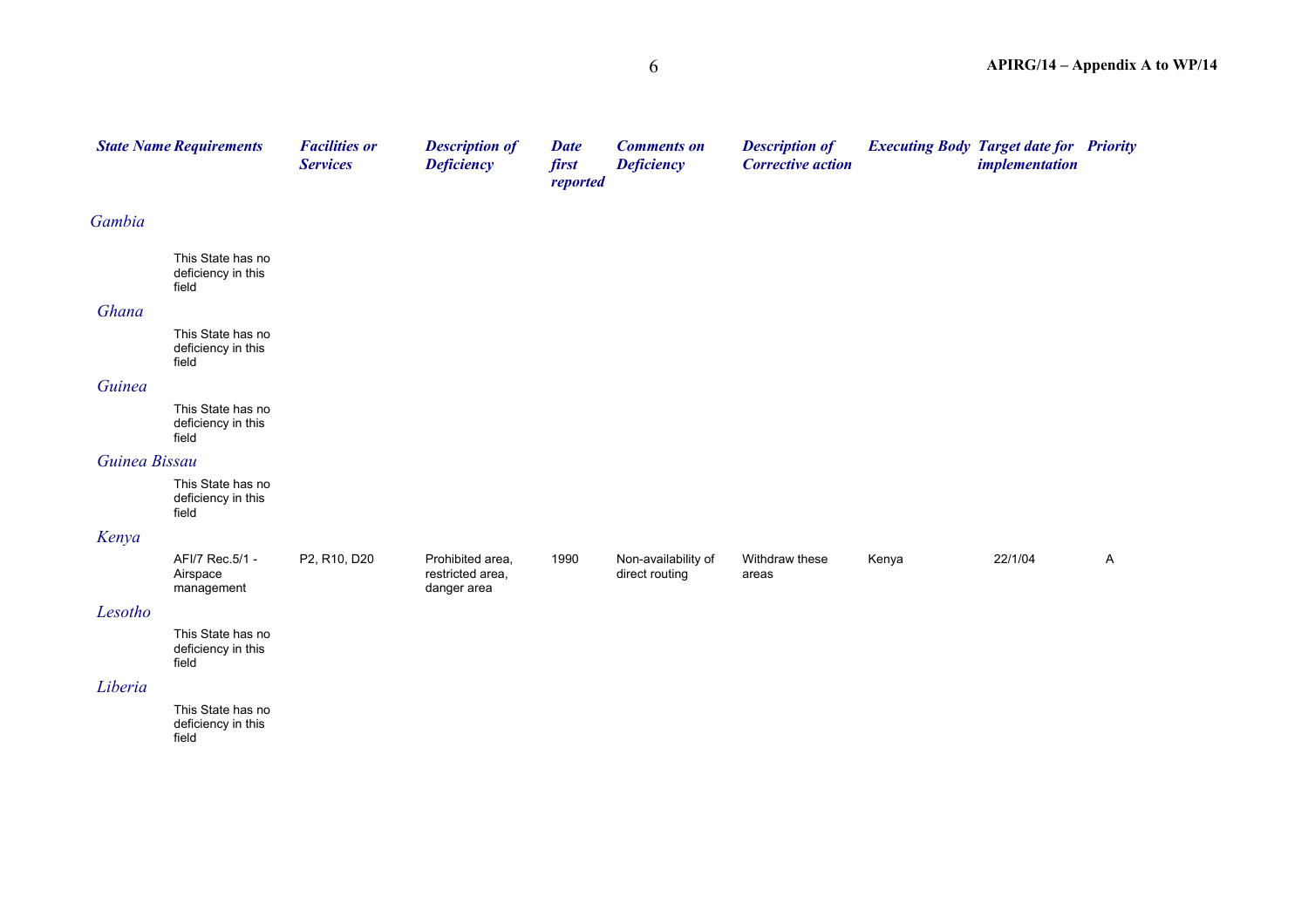| State Name | Requirements | Facilities or Services | Description of Deficiency | Date first reported | Comments on Deficiency | Description of Corrective action | Executing Body | Target date for implementation | Priority |
|---|---|---|---|---|---|---|---|---|---|
| *Gambia* | | | | | | | | | |
| | This State has no deficiency in this field | | | | | | | | |
| *Ghana* | | | | | | | | | |
| | This State has no deficiency in this field | | | | | | | | |
| *Guinea* | | | | | | | | | |
| | This State has no deficiency in this field | | | | | | | | |
| *Guinea Bissau* | | | | | | | | | |
| | This State has no deficiency in this field | | | | | | | | |
| *Kenya* | | | | | | | | | |
| | AFI/7 Rec.5/1 - Airspace management | P2, R10, D20 | Prohibited area, restricted area, danger area | 1990 | Non-availability of direct routing | Withdraw these areas | Kenya | 22/1/04 | A |
| *Lesotho* | | | | | | | | | |
| | This State has no deficiency in this field | | | | | | | | |
| *Liberia* | | | | | | | | | |
| | This State has no deficiency in this field | | | | | | | | |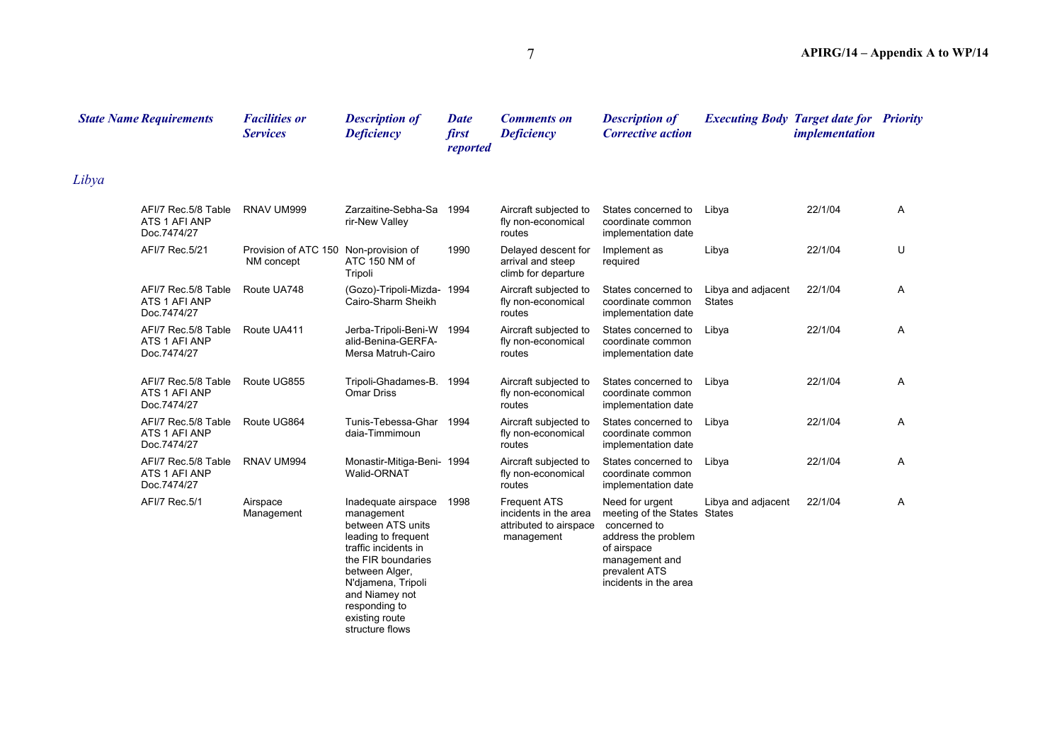| *State Name* | *Requirements* | *Facilities or Services* | *Description of Deficiency* | *Date first reported* | *Comments on Deficiency* | *Description of Corrective action* | *Executing Body* | *Target date for implementation* | *Priority* |
|---|---|---|---|---|---|---|---|---|---|
| *Libya* | | | | | | | | | |
| | AFI/7 Rec.5/8 Table ATS 1 AFI ANP Doc.7474/27 | RNAV UM999 | Zarzaitine-Sebha-Sarir-New Valley | 1994 | Aircraft subjected to fly non-economical routes | States concerned to coordinate common implementation date | Libya | 22/1/04 | A |
| | AFI/7 Rec.5/21 | Provision of ATC 150 NM concept | Non-provision of ATC 150 NM of Tripoli | 1990 | Delayed descent for arrival and steep climb for departure | Implement as required | Libya | 22/1/04 | U |
| | AFI/7 Rec.5/8 Table ATS 1 AFI ANP Doc.7474/27 | Route UA748 | (Gozo)-Tripoli-Mizda-Cairo-Sharm Sheikh | 1994 | Aircraft subjected to fly non-economical routes | States concerned to coordinate common implementation date | Libya and adjacent States | 22/1/04 | A |
| | AFI/7 Rec.5/8 Table ATS 1 AFI ANP Doc.7474/27 | Route UA411 | Jerba-Tripoli-Beni-Walid-Benina-GERFA-Mersa Matruh-Cairo | 1994 | Aircraft subjected to fly non-economical routes | States concerned to coordinate common implementation date | Libya | 22/1/04 | A |
| | AFI/7 Rec.5/8 Table ATS 1 AFI ANP Doc.7474/27 | Route UG855 | Tripoli-Ghadames-B. Omar Driss | 1994 | Aircraft subjected to fly non-economical routes | States concerned to coordinate common implementation date | Libya | 22/1/04 | A |
| | AFI/7 Rec.5/8 Table ATS 1 AFI ANP Doc.7474/27 | Route UG864 | Tunis-Tebessa-Ghardaia-Timmimoun | 1994 | Aircraft subjected to fly non-economical routes | States concerned to coordinate common implementation date | Libya | 22/1/04 | A |
| | AFI/7 Rec.5/8 Table ATS 1 AFI ANP Doc.7474/27 | RNAV UM994 | Monastir-Mitiga-Beni-Walid-ORNAT | 1994 | Aircraft subjected to fly non-economical routes | States concerned to coordinate common implementation date | Libya | 22/1/04 | A |
| | AFI/7 Rec.5/1 | Airspace Management | Inadequate airspace management between ATS units leading to frequent traffic incidents in the FIR boundaries between Alger, N'djamena, Tripoli and Niamey not responding to existing route structure flows | 1998 | Frequent ATS incidents in the area attributed to airspace management | Need for urgent meeting of the States concerned to address the problem of airspace management and prevalent ATS incidents in the area | Libya and adjacent States | 22/1/04 | A |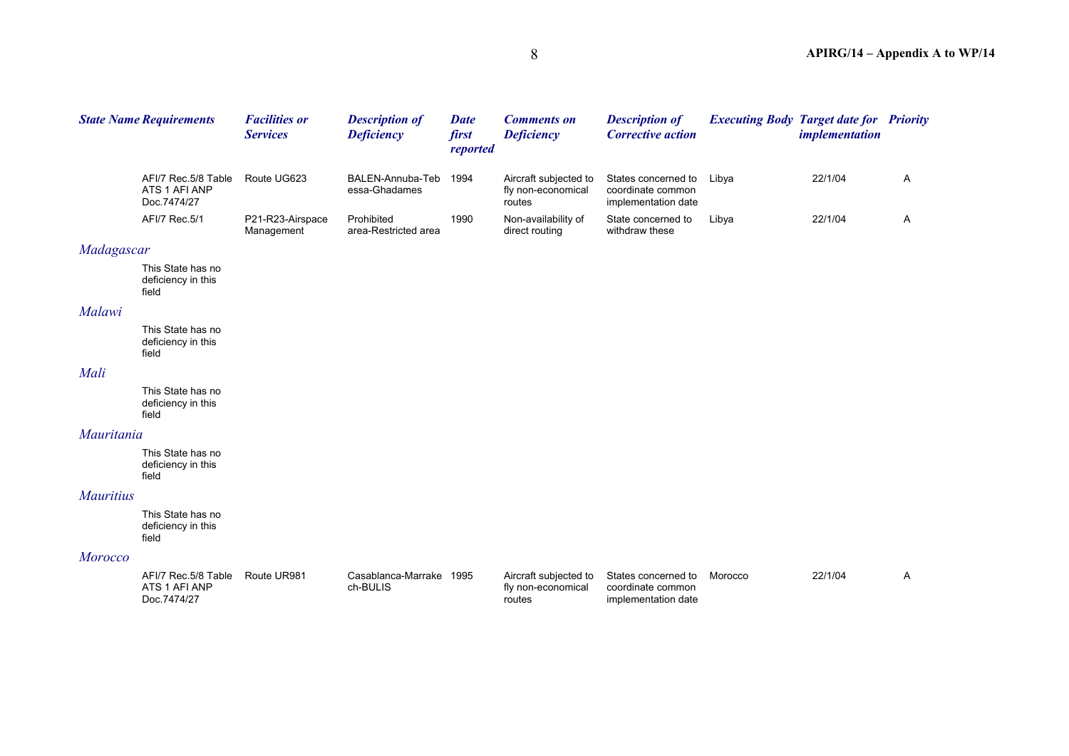| State Name | Requirements | Facilities or Services | Description of Deficiency | Date first reported | Comments on Deficiency | Description of Corrective action | Executing Body | Target date for implementation | Priority |
|---|---|---|---|---|---|---|---|---|---|
| | AFI/7 Rec.5/8 Table ATS 1 AFI ANP Doc.7474/27 | Route UG623 | BALEN-Annuba-Tebessa-Ghadames | 1994 | Aircraft subjected to fly non-economical routes | States concerned to coordinate common implementation date | Libya | 22/1/04 | A |
| | AFI/7 Rec.5/1 | P21-R23-Airspace Management | Prohibited area-Restricted area | 1990 | Non-availability of direct routing | State concerned to withdraw these | Libya | 22/1/04 | A |
| *Madagascar* | | | | | | | | | |
| | This State has no deficiency in this field | | | | | | | | |
| *Malawi* | | | | | | | | | |
| | This State has no deficiency in this field | | | | | | | | |
| *Mali* | | | | | | | | | |
| | This State has no deficiency in this field | | | | | | | | |
| *Mauritania* | | | | | | | | | |
| | This State has no deficiency in this field | | | | | | | | |
| *Mauritius* | | | | | | | | | |
| | This State has no deficiency in this field | | | | | | | | |
| *Morocco* | | | | | | | | | |
| | AFI/7 Rec.5/8 Table ATS 1 AFI ANP Doc.7474/27 | Route UR981 | Casablanca-Marrakech-BULIS | 1995 | Aircraft subjected to fly non-economical routes | States concerned to coordinate common implementation date | Morocco | 22/1/04 | A |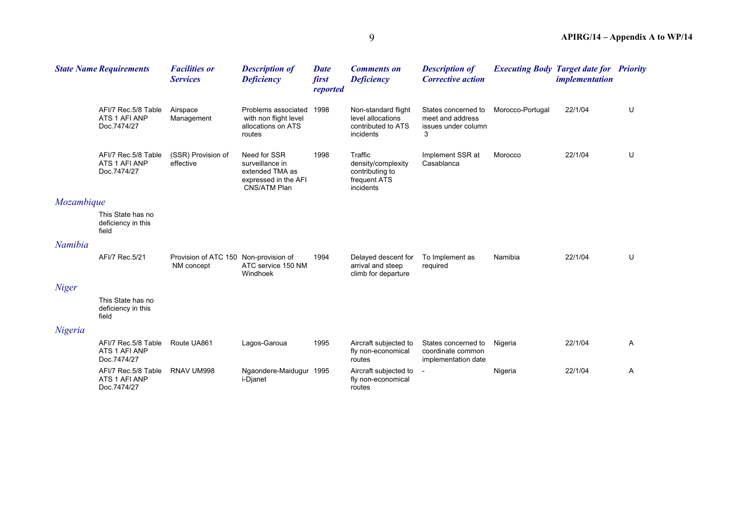| State Name | Requirements | Facilities or Services | Description of Deficiency | Date first reported | Comments on Deficiency | Description of Corrective action | Executing Body | Target date for implementation | Priority |
|---|---|---|---|---|---|---|---|---|---|
| | AFI/7 Rec.5/8 Table ATS 1 AFI ANP Doc.7474/27 | Airspace Management | Problems associated with non flight level allocations on ATS routes | 1998 | Non-standard flight level allocations contributed to ATS incidents | States concerned to meet and address issues under column 3 | Morocco-Portugal | 22/1/04 | U |
| | AFI/7 Rec.5/8 Table ATS 1 AFI ANP Doc.7474/27 | (SSR) Provision of effective | Need for SSR surveillance in extended TMA as expressed in the AFI CNS/ATM Plan | 1998 | Traffic density/complexity contributing to frequent ATS incidents | Implement SSR at Casablanca | Morocco | 22/1/04 | U |
| *Mozambique* | | | | | | | | | |
| | This State has no deficiency in this field | | | | | | | | |
| *Namibia* | | | | | | | | | |
| | AFI/7 Rec.5/21 | Provision of ATC 150 NM concept | Non-provision of ATC service 150 NM Windhoek | 1994 | Delayed descent for arrival and steep climb for departure | To Implement as required | Namibia | 22/1/04 | U |
| *Niger* | | | | | | | | | |
| | This State has no deficiency in this field | | | | | | | | |
| *Nigeria* | | | | | | | | | |
| | AFI/7 Rec.5/8 Table ATS 1 AFI ANP Doc.7474/27 | Route UA861 | Lagos-Garoua | 1995 | Aircraft subjected to fly non-economical routes | States concerned to coordinate common implementation date | Nigeria | 22/1/04 | A |
| | AFI/7 Rec.5/8 Table ATS 1 AFI ANP Doc.7474/27 | RNAV UM998 | Ngaondere-Maidugur i-Djanet | 1995 | Aircraft subjected to fly non-economical routes | - | Nigeria | 22/1/04 | A |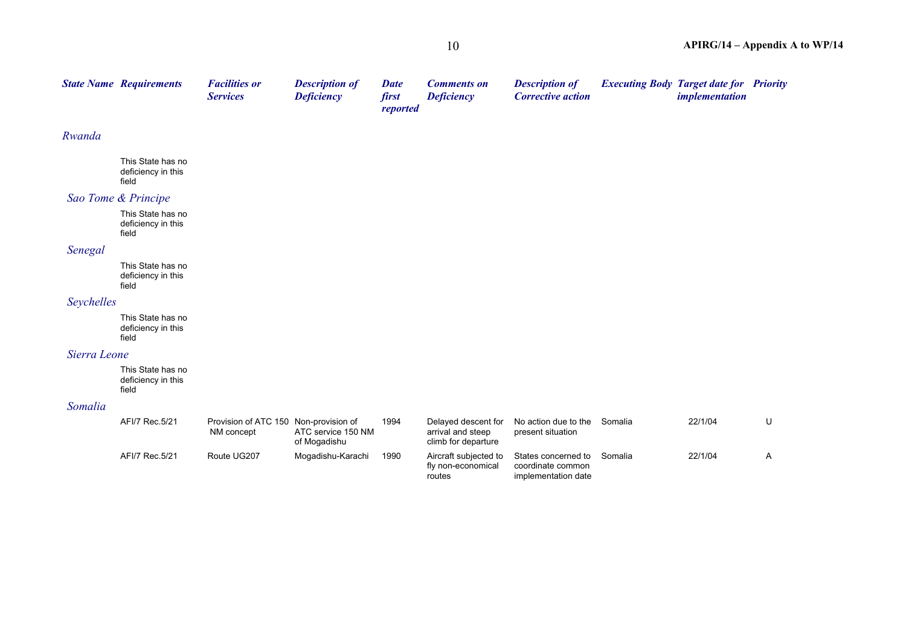| State Name | Requirements | Facilities or Services | Description of Deficiency | Date first reported | Comments on Deficiency | Description of Corrective action | Executing Body | Target date for implementation | Priority |
|---|---|---|---|---|---|---|---|---|---|
| *Rwanda* | | | | | | | | | |
| | This State has no deficiency in this field | | | | | | | | |
| *Sao Tome & Principe* | | | | | | | | | |
| | This State has no deficiency in this field | | | | | | | | |
| *Senegal* | | | | | | | | | |
| | This State has no deficiency in this field | | | | | | | | |
| *Seychelles* | | | | | | | | | |
| | This State has no deficiency in this field | | | | | | | | |
| *Sierra Leone* | | | | | | | | | |
| | This State has no deficiency in this field | | | | | | | | |
| *Somalia* | | | | | | | | | |
| | AFI/7 Rec.5/21 | Provision of ATC 150 NM concept | Non-provision of ATC service 150 NM of Mogadishu | 1994 | Delayed descent for arrival and steep climb for departure | No action due to the present situation | Somalia | 22/1/04 | U |
| | AFI/7 Rec.5/21 | Route UG207 | Mogadishu-Karachi | 1990 | Aircraft subjected to fly non-economical routes | States concerned to coordinate common implementation date | Somalia | 22/1/04 | A |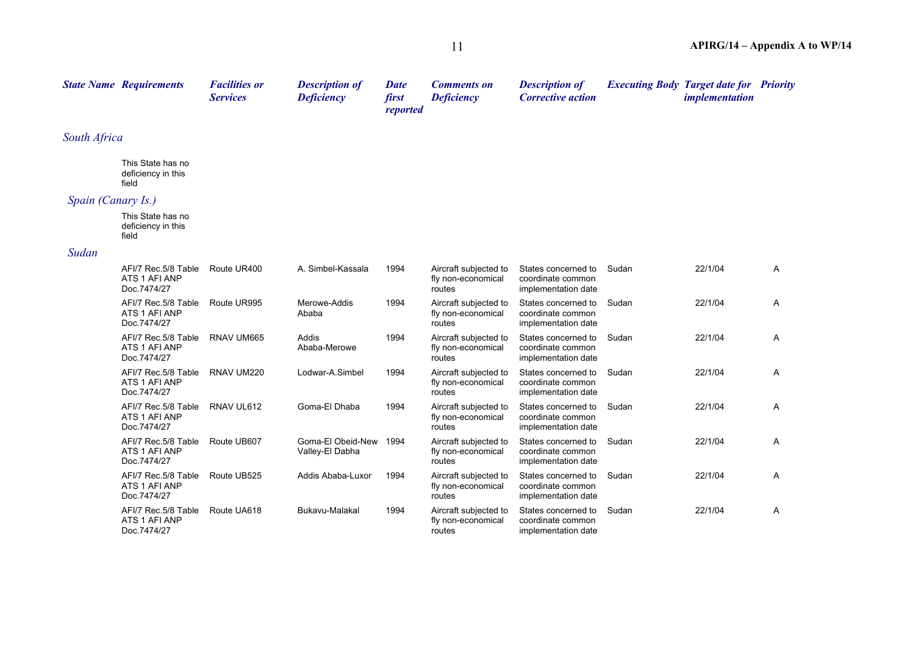| State Name | Requirements | Facilities or Services | Description of Deficiency | Date first reported | Comments on Deficiency | Description of Corrective action | Executing Body | Target date for implementation | Priority |
|---|---|---|---|---|---|---|---|---|---|
| *South Africa* | | | | | | | | | |
| | This State has no deficiency in this field | | | | | | | | |
| *Spain (Canary Is.)* | | | | | | | | | |
| | This State has no deficiency in this field | | | | | | | | |
| *Sudan* | | | | | | | | | |
| | AFI/7 Rec.5/8 Table ATS 1 AFI ANP Doc.7474/27 | Route UR400 | A. Simbel-Kassala | 1994 | Aircraft subjected to fly non-economical routes | States concerned to coordinate common implementation date | Sudan | 22/1/04 | A |
| | AFI/7 Rec.5/8 Table ATS 1 AFI ANP Doc.7474/27 | Route UR995 | Merowe-Addis Ababa | 1994 | Aircraft subjected to fly non-economical routes | States concerned to coordinate common implementation date | Sudan | 22/1/04 | A |
| | AFI/7 Rec.5/8 Table ATS 1 AFI ANP Doc.7474/27 | RNAV UM665 | Addis Ababa-Merowe | 1994 | Aircraft subjected to fly non-economical routes | States concerned to coordinate common implementation date | Sudan | 22/1/04 | A |
| | AFI/7 Rec.5/8 Table ATS 1 AFI ANP Doc.7474/27 | RNAV UM220 | Lodwar-A.Simbel | 1994 | Aircraft subjected to fly non-economical routes | States concerned to coordinate common implementation date | Sudan | 22/1/04 | A |
| | AFI/7 Rec.5/8 Table ATS 1 AFI ANP Doc.7474/27 | RNAV UL612 | Goma-El Dhaba | 1994 | Aircraft subjected to fly non-economical routes | States concerned to coordinate common implementation date | Sudan | 22/1/04 | A |
| | AFI/7 Rec.5/8 Table ATS 1 AFI ANP Doc.7474/27 | Route UB607 | Goma-El Obeid-New Valley-El Dabha | 1994 | Aircraft subjected to fly non-economical routes | States concerned to coordinate common implementation date | Sudan | 22/1/04 | A |
| | AFI/7 Rec.5/8 Table ATS 1 AFI ANP Doc.7474/27 | Route UB525 | Addis Ababa-Luxor | 1994 | Aircraft subjected to fly non-economical routes | States concerned to coordinate common implementation date | Sudan | 22/1/04 | A |
| | AFI/7 Rec.5/8 Table ATS 1 AFI ANP Doc.7474/27 | Route UA618 | Bukavu-Malakal | 1994 | Aircraft subjected to fly non-economical routes | States concerned to coordinate common implementation date | Sudan | 22/1/04 | A |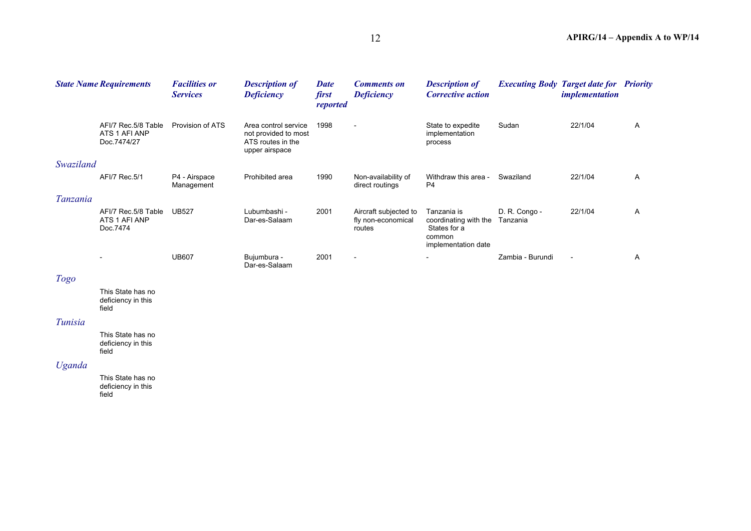| State Name | Requirements | Facilities or Services | Description of Deficiency | Date first reported | Comments on Deficiency | Description of Corrective action | Executing Body | Target date for implementation | Priority |
|---|---|---|---|---|---|---|---|---|---|
| | AFI/7 Rec.5/8 Table ATS 1 AFI ANP Doc.7474/27 | Provision of ATS | Area control service not provided to most ATS routes in the upper airspace | 1998 | - | State to expedite implementation process | Sudan | 22/1/04 | A |
| *Swaziland* | | | | | | | | | |
| | AFI/7 Rec.5/1 | P4 - Airspace Management | Prohibited area | 1990 | Non-availability of direct routings | Withdraw this area - P4 | Swaziland | 22/1/04 | A |
| *Tanzania* | | | | | | | | | |
| | AFI/7 Rec.5/8 Table ATS 1 AFI ANP Doc.7474 | UB527 | Lubumbashi - Dar-es-Salaam | 2001 | Aircraft subjected to fly non-economical routes | Tanzania is coordinating with the States for a common implementation date | D. R. Congo - Tanzania | 22/1/04 | A |
| | - | UB607 | Bujumbura - Dar-es-Salaam | 2001 | - | - | Zambia - Burundi | - | A |
| *Togo* | | | | | | | | | |
| | This State has no deficiency in this field | | | | | | | | |
| *Tunisia* | | | | | | | | | |
| | This State has no deficiency in this field | | | | | | | | |
| *Uganda* | | | | | | | | | |
| | This State has no deficiency in this field | | | | | | | | |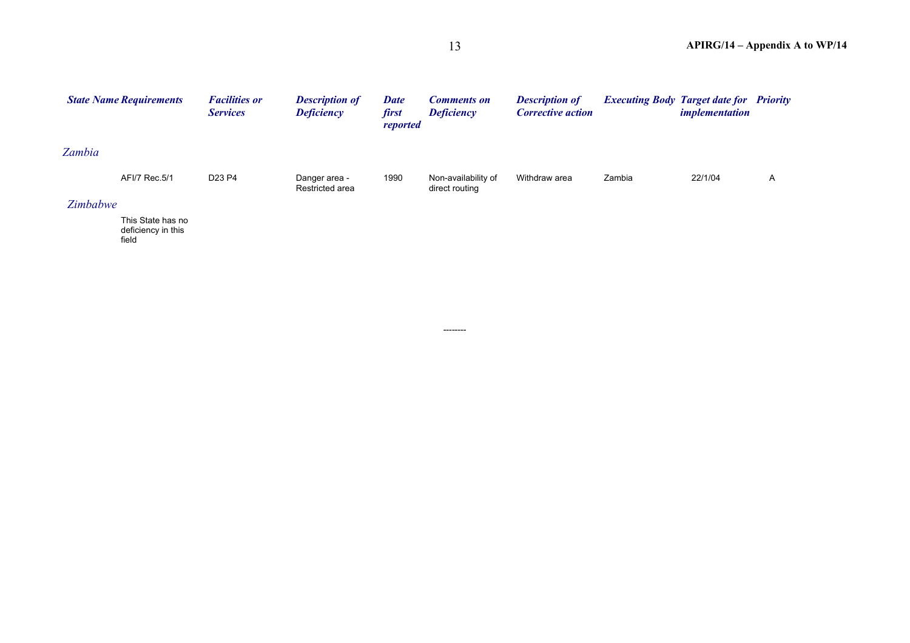| State Name | Requirements | Facilities or Services | Description of Deficiency | Date first reported | Comments on Deficiency | Description of Corrective action | Executing Body | Target date for implementation | Priority |
|---|---|---|---|---|---|---|---|---|---|
| *Zambia* | | | | | | | | | |
| | AFI/7 Rec.5/1 | D23 P4 | Danger area - Restricted area | 1990 | Non-availability of direct routing | Withdraw area | Zambia | 22/1/04 | A |
| *Zimbabwe* | | | | | | | | | |
| | This State has no deficiency in this field | | | | | | | | |

--------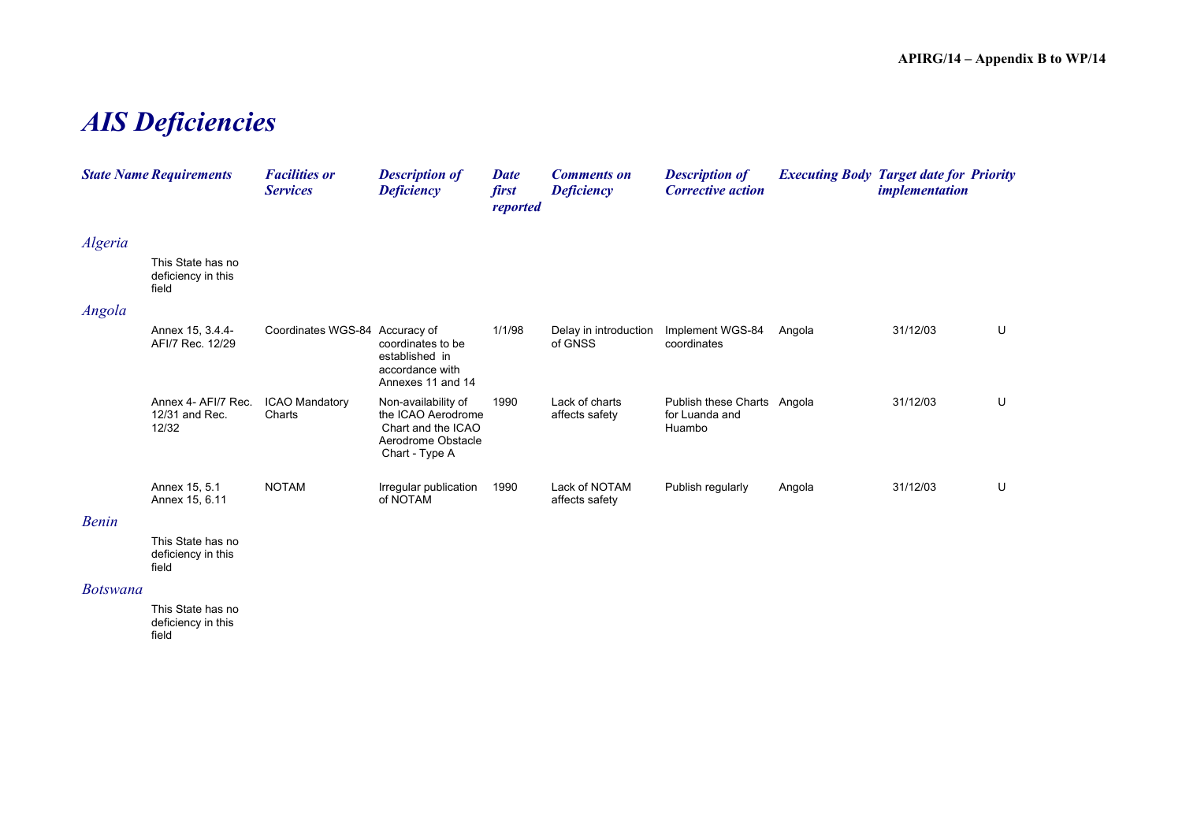# AIS Deficiencies

| State Name | Requirements | Facilities or Services | Description of Deficiency | Date first reported | Comments on Deficiency | Description of Corrective action | Executing Body | Target date for implementation | Priority |
|---|---|---|---|---|---|---|---|---|---|
| *Algeria* | | | | | | | | | |
| | This State has no deficiency in this field | | | | | | | | |
| *Angola* | | | | | | | | | |
| | Annex 15, 3.4.4- AFI/7 Rec. 12/29 | Coordinates WGS-84 | Accuracy of coordinates to be established in accordance with Annexes 11 and 14 | 1/1/98 | Delay in introduction of GNSS | Implement WGS-84 coordinates | Angola | 31/12/03 | U |
| | Annex 4- AFI/7 Rec. 12/31 and Rec. 12/32 | ICAO Mandatory Charts | Non-availability of the ICAO Aerodrome Chart and the ICAO Aerodrome Obstacle Chart - Type A | 1990 | Lack of charts affects safety | Publish these Charts for Luanda and Huambo | Angola | 31/12/03 | U |
| | Annex 15, 5.1 Annex 15, 6.11 | NOTAM | Irregular publication of NOTAM | 1990 | Lack of NOTAM affects safety | Publish regularly | Angola | 31/12/03 | U |
| *Benin* | | | | | | | | | |
| | This State has no deficiency in this field | | | | | | | | |
| *Botswana* | | | | | | | | | |
| | This State has no deficiency in this field | | | | | | | | |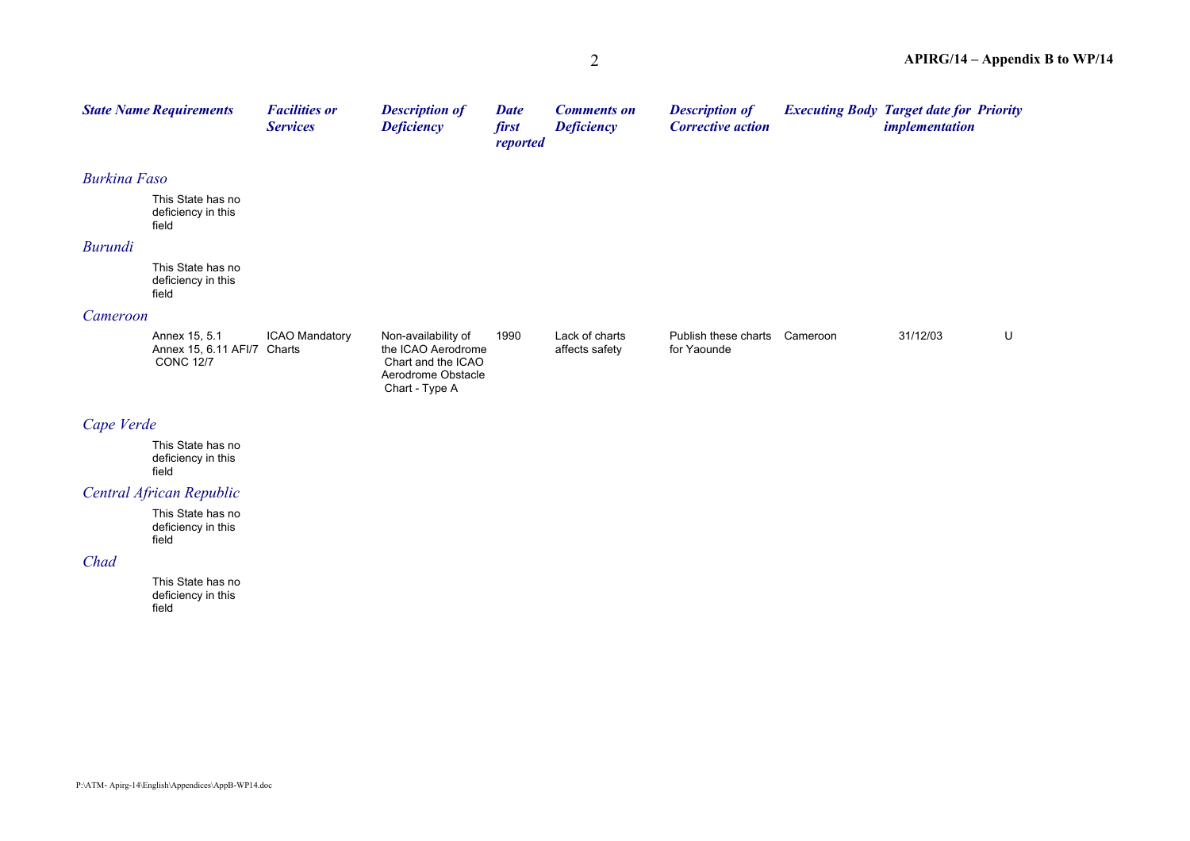| State Name | Requirements | Facilities or Services | Description of Deficiency | Date first reported | Comments on Deficiency | Description of Corrective action | Executing Body | Target date for implementation | Priority |
|---|---|---|---|---|---|---|---|---|---|
| *Burkina Faso* | | | | | | | | | |
| | This State has no deficiency in this field | | | | | | | | |
| *Burundi* | | | | | | | | | |
| | This State has no deficiency in this field | | | | | | | | |
| *Cameroon* | | | | | | | | | |
| | Annex 15, 5.1 Annex 15, 6.11 AFI/7 CONC 12/7 | ICAO Mandatory Charts | Non-availability of the ICAO Aerodrome Chart and the ICAO Aerodrome Obstacle Chart - Type A | 1990 | Lack of charts affects safety | Publish these charts for Yaounde | Cameroon | 31/12/03 | U |
| *Cape Verde* | | | | | | | | | |
| | This State has no deficiency in this field | | | | | | | | |
| *Central African Republic* | | | | | | | | | |
| | This State has no deficiency in this field | | | | | | | | |
| *Chad* | | | | | | | | | |
| | This State has no deficiency in this field | | | | | | | | |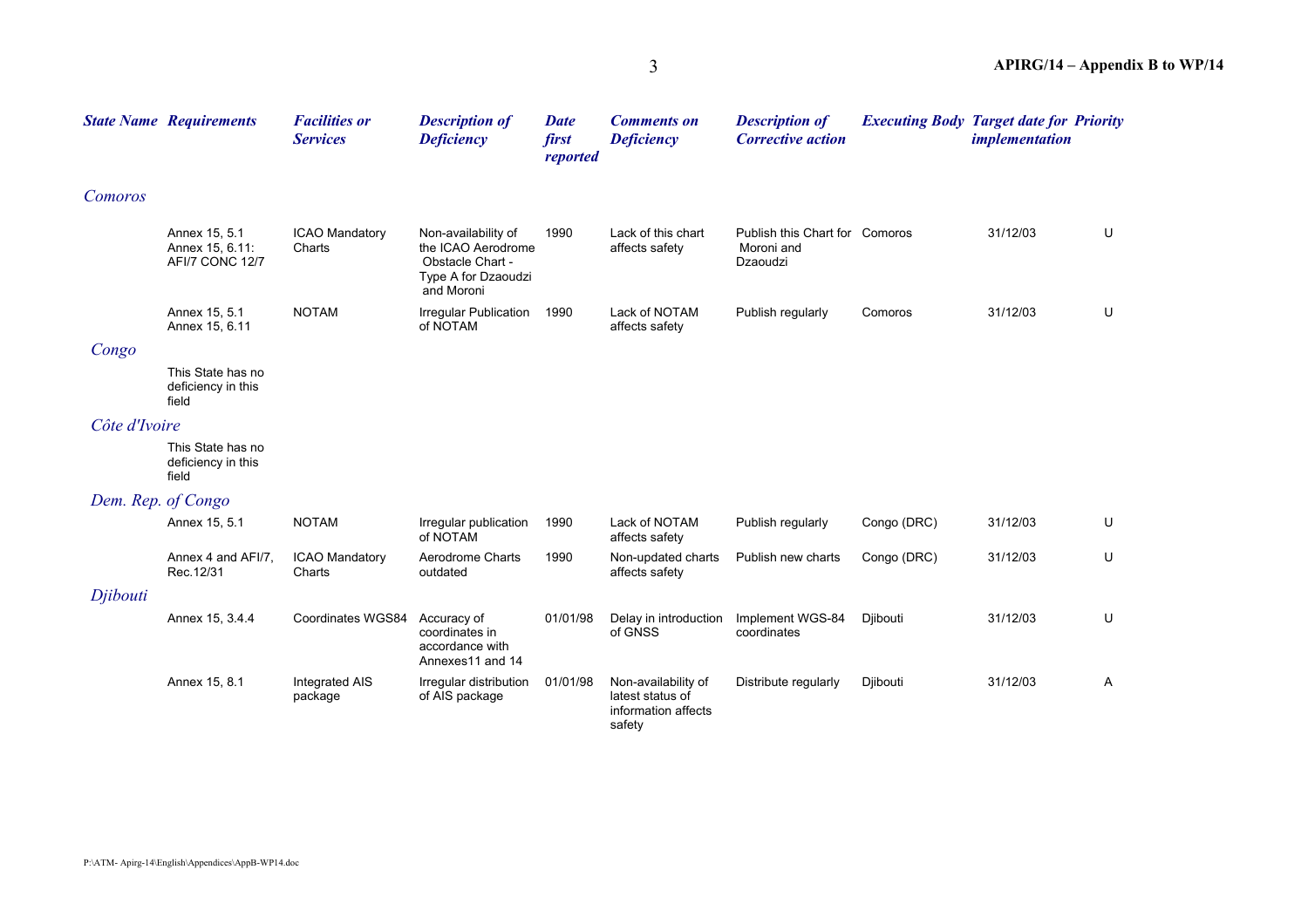| State Name | Requirements | Facilities or Services | Description of Deficiency | Date first reported | Comments on Deficiency | Description of Corrective action | Executing Body | Target date for implementation | Priority |
|---|---|---|---|---|---|---|---|---|---|
| *Comoros* | | | | | | | | | |
| | Annex 15, 5.1 Annex 15, 6.11: AFI/7 CONC 12/7 | ICAO Mandatory Charts | Non-availability of the ICAO Aerodrome Obstacle Chart - Type A for Dzaoudzi and Moroni | 1990 | Lack of this chart affects safety | Publish this Chart for Moroni and Dzaoudzi | Comoros | 31/12/03 | U |
| | Annex 15, 5.1 Annex 15, 6.11 | NOTAM | Irregular Publication of NOTAM | 1990 | Lack of NOTAM affects safety | Publish regularly | Comoros | 31/12/03 | U |
| *Congo* | | | | | | | | | |
| | This State has no deficiency in this field | | | | | | | | |
| *Côte d'Ivoire* | | | | | | | | | |
| | This State has no deficiency in this field | | | | | | | | |
| *Dem. Rep. of Congo* | | | | | | | | | |
| | Annex 15, 5.1 | NOTAM | Irregular publication of NOTAM | 1990 | Lack of NOTAM affects safety | Publish regularly | Congo (DRC) | 31/12/03 | U |
| | Annex 4 and AFI/7, Rec.12/31 | ICAO Mandatory Charts | Aerodrome Charts outdated | 1990 | Non-updated charts affects safety | Publish new charts | Congo (DRC) | 31/12/03 | U |
| *Djibouti* | | | | | | | | | |
| | Annex 15, 3.4.4 | Coordinates WGS84 | Accuracy of coordinates in accordance with Annexes11 and 14 | 01/01/98 | Delay in introduction of GNSS | Implement WGS-84 coordinates | Djibouti | 31/12/03 | U |
| | Annex 15, 8.1 | Integrated AIS package | Irregular distribution of AIS package | 01/01/98 | Non-availability of latest status of information affects safety | Distribute regularly | Djibouti | 31/12/03 | A |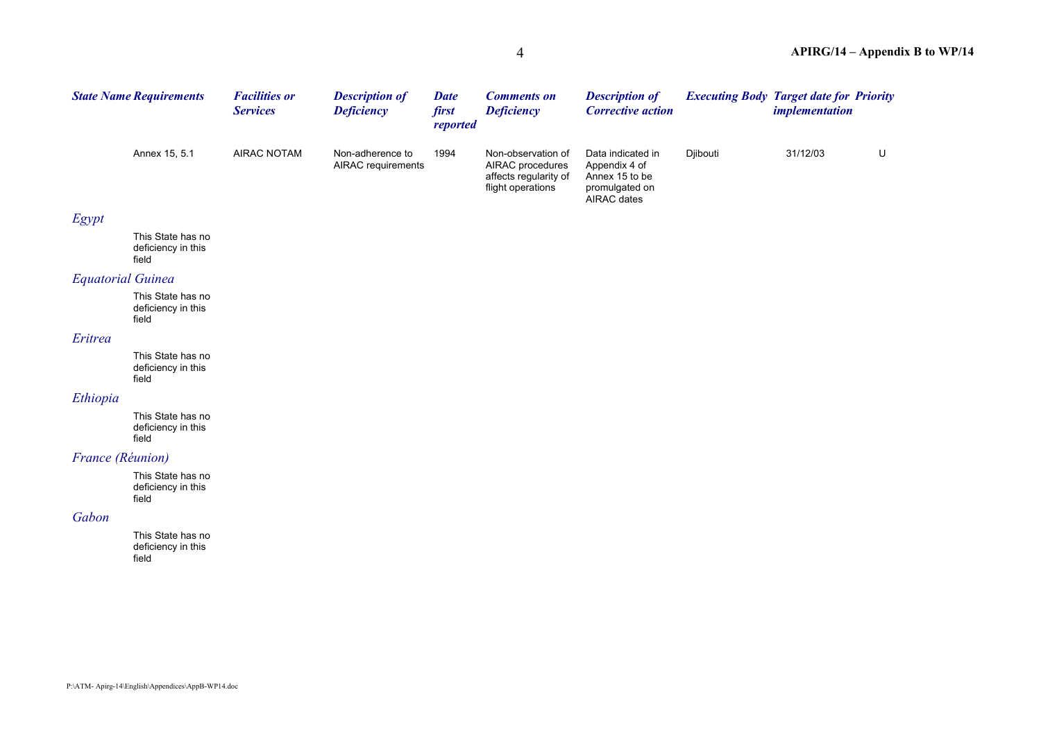| State Name | Requirements | Facilities or Services | Description of Deficiency | Date first reported | Comments on Deficiency | Description of Corrective action | Executing Body | Target date for implementation | Priority |
|---|---|---|---|---|---|---|---|---|---|
| | Annex 15, 5.1 | AIRAC NOTAM | Non-adherence to AIRAC requirements | 1994 | Non-observation of AIRAC procedures affects regularity of flight operations | Data indicated in Appendix 4 of Annex 15 to be promulgated on AIRAC dates | Djibouti | 31/12/03 | U |
| *Egypt* | | | | | | | | | |
| | This State has no deficiency in this field | | | | | | | | |
| *Equatorial Guinea* | | | | | | | | | |
| | This State has no deficiency in this field | | | | | | | | |
| *Eritrea* | | | | | | | | | |
| | This State has no deficiency in this field | | | | | | | | |
| *Ethiopia* | | | | | | | | | |
| | This State has no deficiency in this field | | | | | | | | |
| *France (Réunion)* | | | | | | | | | |
| | This State has no deficiency in this field | | | | | | | | |
| *Gabon* | | | | | | | | | |
| | This State has no deficiency in this field | | | | | | | | |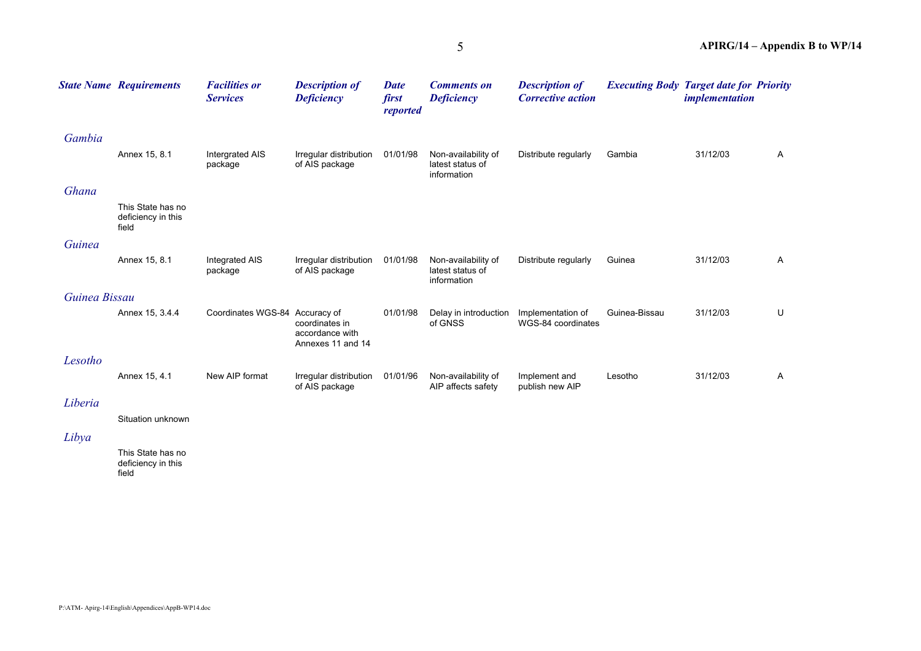| *State Name* | *Requirements* | *Facilities or Services* | *Description of Deficiency* | *Date first reported* | *Comments on Deficiency* | *Description of Corrective action* | *Executing Body* | *Target date for implementation* | *Priority* |
|---|---|---|---|---|---|---|---|---|---|
| *Gambia* | | | | | | | | | |
| | Annex 15, 8.1 | Intergrated AIS package | Irregular distribution of AIS package | 01/01/98 | Non-availability of latest status of information | Distribute regularly | Gambia | 31/12/03 | A |
| *Ghana* | | | | | | | | | |
| | This State has no deficiency in this field | | | | | | | | |
| *Guinea* | | | | | | | | | |
| | Annex 15, 8.1 | Integrated AIS package | Irregular distribution of AIS package | 01/01/98 | Non-availability of latest status of information | Distribute regularly | Guinea | 31/12/03 | A |
| *Guinea Bissau* | | | | | | | | | |
| | Annex 15, 3.4.4 | Coordinates WGS-84 | Accuracy of coordinates in accordance with Annexes 11 and 14 | 01/01/98 | Delay in introduction of GNSS | Implementation of WGS-84 coordinates | Guinea-Bissau | 31/12/03 | U |
| *Lesotho* | | | | | | | | | |
| | Annex 15, 4.1 | New AIP format | Irregular distribution of AIS package | 01/01/96 | Non-availability of AIP affects safety | Implement and publish new AIP | Lesotho | 31/12/03 | A |
| *Liberia* | | | | | | | | | |
| | Situation unknown | | | | | | | | |
| *Libya* | | | | | | | | | |
| | This State has no deficiency in this field | | | | | | | | |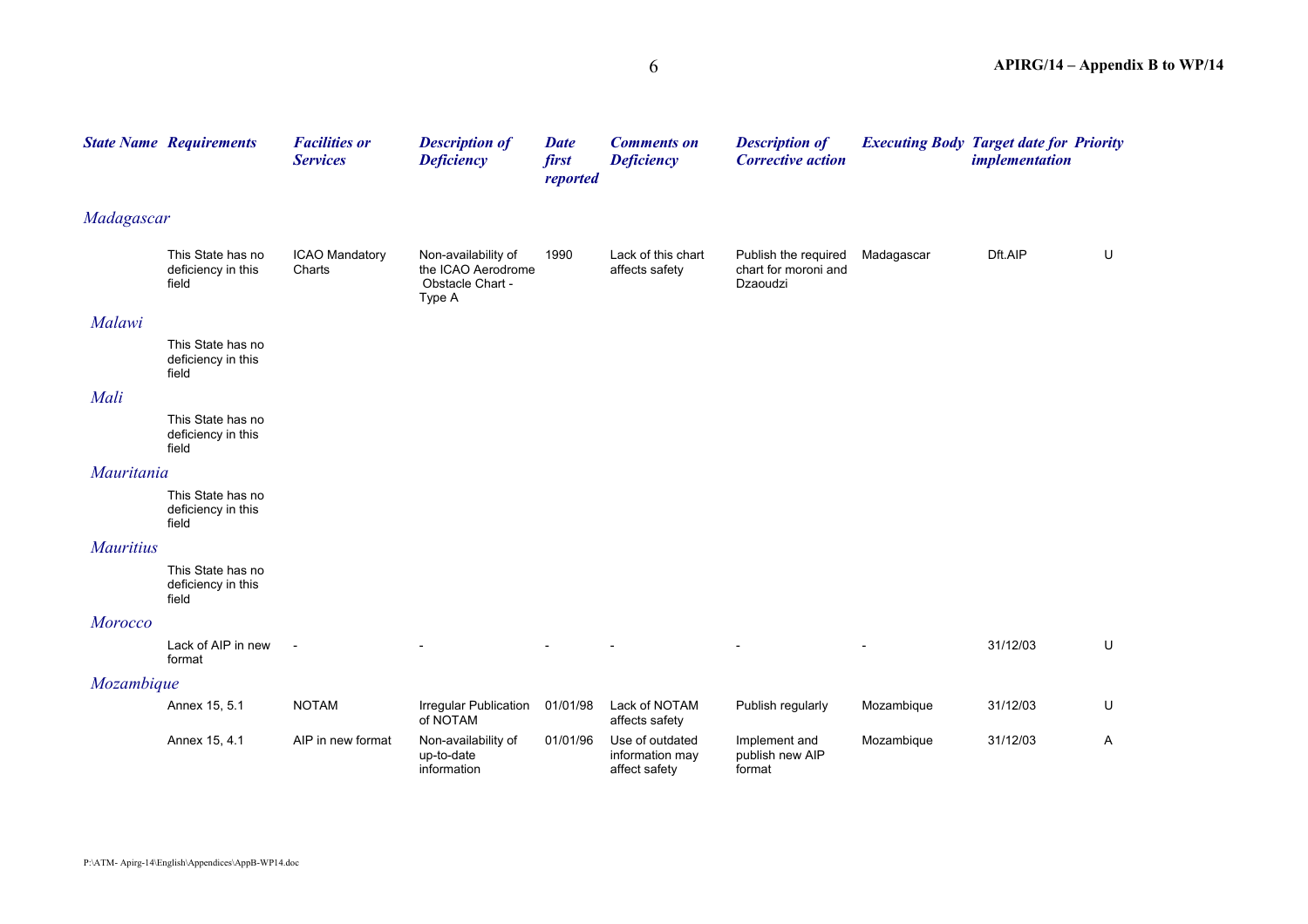| State Name | Requirements | Facilities or Services | Description of Deficiency | Date first reported | Comments on Deficiency | Description of Corrective action | Executing Body | Target date for implementation | Priority |
|---|---|---|---|---|---|---|---|---|---|
| *Madagascar* | | | | | | | | | |
| | This State has no deficiency in this field | ICAO Mandatory Charts | Non-availability of the ICAO Aerodrome Obstacle Chart - Type A | 1990 | Lack of this chart affects safety | Publish the required chart for moroni and Dzaoudzi | Madagascar | Dft.AIP | U |
| *Malawi* | | | | | | | | | |
| | This State has no deficiency in this field | | | | | | | | |
| *Mali* | | | | | | | | | |
| | This State has no deficiency in this field | | | | | | | | |
| *Mauritania* | | | | | | | | | |
| | This State has no deficiency in this field | | | | | | | | |
| *Mauritius* | | | | | | | | | |
| | This State has no deficiency in this field | | | | | | | | |
| *Morocco* | | | | | | | | | |
| | Lack of AIP in new format | - | - | - | - | - | - | 31/12/03 | U |
| *Mozambique* | | | | | | | | | |
| | Annex 15, 5.1 | NOTAM | Irregular Publication of NOTAM | 01/01/98 | Lack of NOTAM affects safety | Publish regularly | Mozambique | 31/12/03 | U |
| | Annex 15, 4.1 | AIP in new format | Non-availability of up-to-date information | 01/01/96 | Use of outdated information may affect safety | Implement and publish new AIP format | Mozambique | 31/12/03 | A |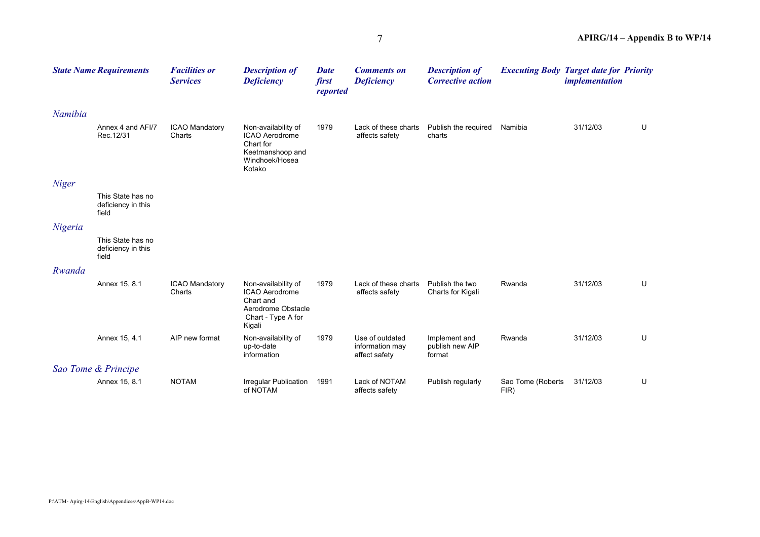| *State Name* | *Requirements* | *Facilities or Services* | *Description of Deficiency* | *Date first reported* | *Comments on Deficiency* | *Description of Corrective action* | *Executing Body* | *Target date for implementation* | *Priority* |
|---|---|---|---|---|---|---|---|---|---|
| *Namibia* | | | | | | | | | |
| | Annex 4 and AFI/7 Rec.12/31 | ICAO Mandatory Charts | Non-availability of ICAO Aerodrome Chart for Keetmanshoop and Windhoek/Hosea Kotako | 1979 | Lack of these charts affects safety | Publish the required charts | Namibia | 31/12/03 | U |
| *Niger* | | | | | | | | | |
| | This State has no deficiency in this field | | | | | | | | |
| *Nigeria* | | | | | | | | | |
| | This State has no deficiency in this field | | | | | | | | |
| *Rwanda* | | | | | | | | | |
| | Annex 15, 8.1 | ICAO Mandatory Charts | Non-availability of ICAO Aerodrome Chart and Aerodrome Obstacle Chart - Type A for Kigali | 1979 | Lack of these charts affects safety | Publish the two Charts for Kigali | Rwanda | 31/12/03 | U |
| | Annex 15, 4.1 | AIP new format | Non-availability of up-to-date information | 1979 | Use of outdated information may affect safety | Implement and publish new AIP format | Rwanda | 31/12/03 | U |
| *Sao Tome & Principe* | | | | | | | | | |
| | Annex 15, 8.1 | NOTAM | Irregular Publication of NOTAM | 1991 | Lack of NOTAM affects safety | Publish regularly | Sao Tome (Roberts FIR) | 31/12/03 | U |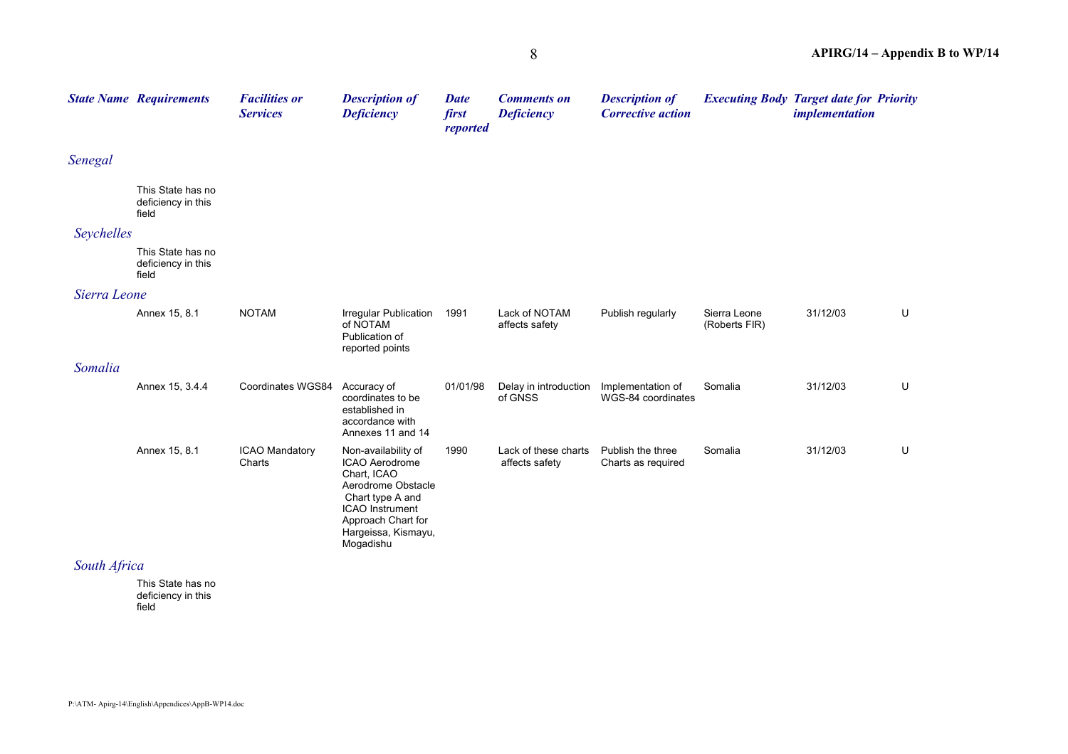| State Name | Requirements | Facilities or Services | Description of Deficiency | Date first reported | Comments on Deficiency | Description of Corrective action | Executing Body | Target date for implementation | Priority |
|---|---|---|---|---|---|---|---|---|---|
| *Senegal* | | | | | | | | | |
| | This State has no deficiency in this field | | | | | | | | |
| *Seychelles* | | | | | | | | | |
| | This State has no deficiency in this field | | | | | | | | |
| *Sierra Leone* | | | | | | | | | |
| | Annex 15, 8.1 | NOTAM | Irregular Publication of NOTAM Publication of reported points | 1991 | Lack of NOTAM affects safety | Publish regularly | Sierra Leone (Roberts FIR) | 31/12/03 | U |
| *Somalia* | | | | | | | | | |
| | Annex 15, 3.4.4 | Coordinates WGS84 | Accuracy of coordinates to be established in accordance with Annexes 11 and 14 | 01/01/98 | Delay in introduction of GNSS | Implementation of WGS-84 coordinates | Somalia | 31/12/03 | U |
| | Annex 15, 8.1 | ICAO Mandatory Charts | Non-availability of ICAO Aerodrome Chart, ICAO Aerodrome Obstacle Chart type A and ICAO Instrument Approach Chart for Hargeissa, Kismayu, Mogadishu | 1990 | Lack of these charts affects safety | Publish the three Charts as required | Somalia | 31/12/03 | U |
| *South Africa* | | | | | | | | | |
| | This State has no deficiency in this field | | | | | | | | |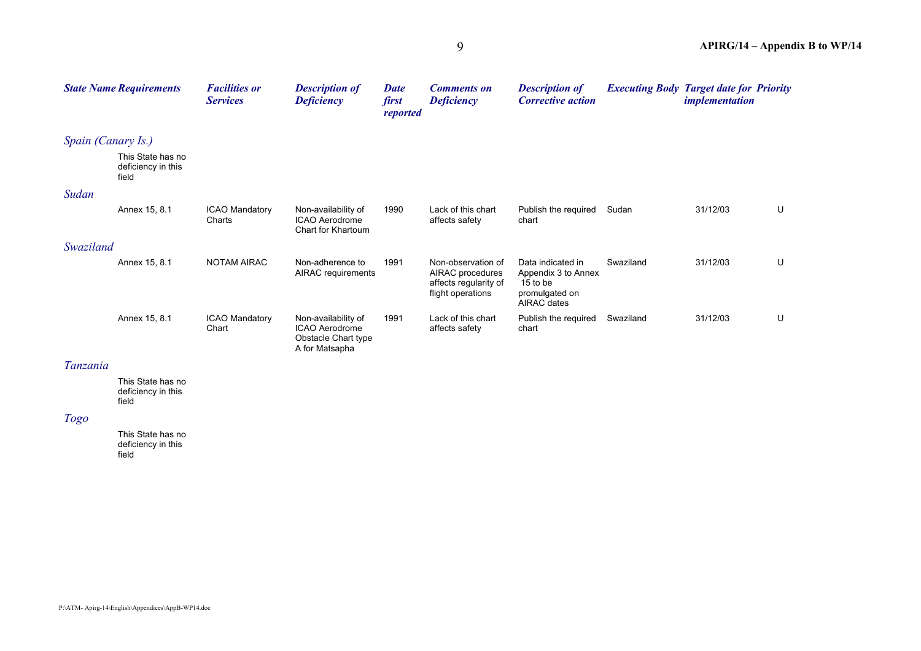| State Name | Requirements | Facilities or Services | Description of Deficiency | Date first reported | Comments on Deficiency | Description of Corrective action | Executing Body | Target date for implementation | Priority |
|---|---|---|---|---|---|---|---|---|---|
| *Spain (Canary Is.)* | | | | | | | | | |
| | This State has no deficiency in this field | | | | | | | | |
| *Sudan* | | | | | | | | | |
| | Annex 15, 8.1 | ICAO Mandatory Charts | Non-availability of ICAO Aerodrome Chart for Khartoum | 1990 | Lack of this chart affects safety | Publish the required chart | Sudan | 31/12/03 | U |
| *Swaziland* | | | | | | | | | |
| | Annex 15, 8.1 | NOTAM AIRAC | Non-adherence to AIRAC requirements | 1991 | Non-observation of AIRAC procedures affects regularity of flight operations | Data indicated in Appendix 3 to Annex 15 to be promulgated on AIRAC dates | Swaziland | 31/12/03 | U |
| | Annex 15, 8.1 | ICAO Mandatory Chart | Non-availability of ICAO Aerodrome Obstacle Chart type A for Matsapha | 1991 | Lack of this chart affects safety | Publish the required chart | Swaziland | 31/12/03 | U |
| *Tanzania* | | | | | | | | | |
| | This State has no deficiency in this field | | | | | | | | |
| *Togo* | | | | | | | | | |
| | This State has no deficiency in this field | | | | | | | | |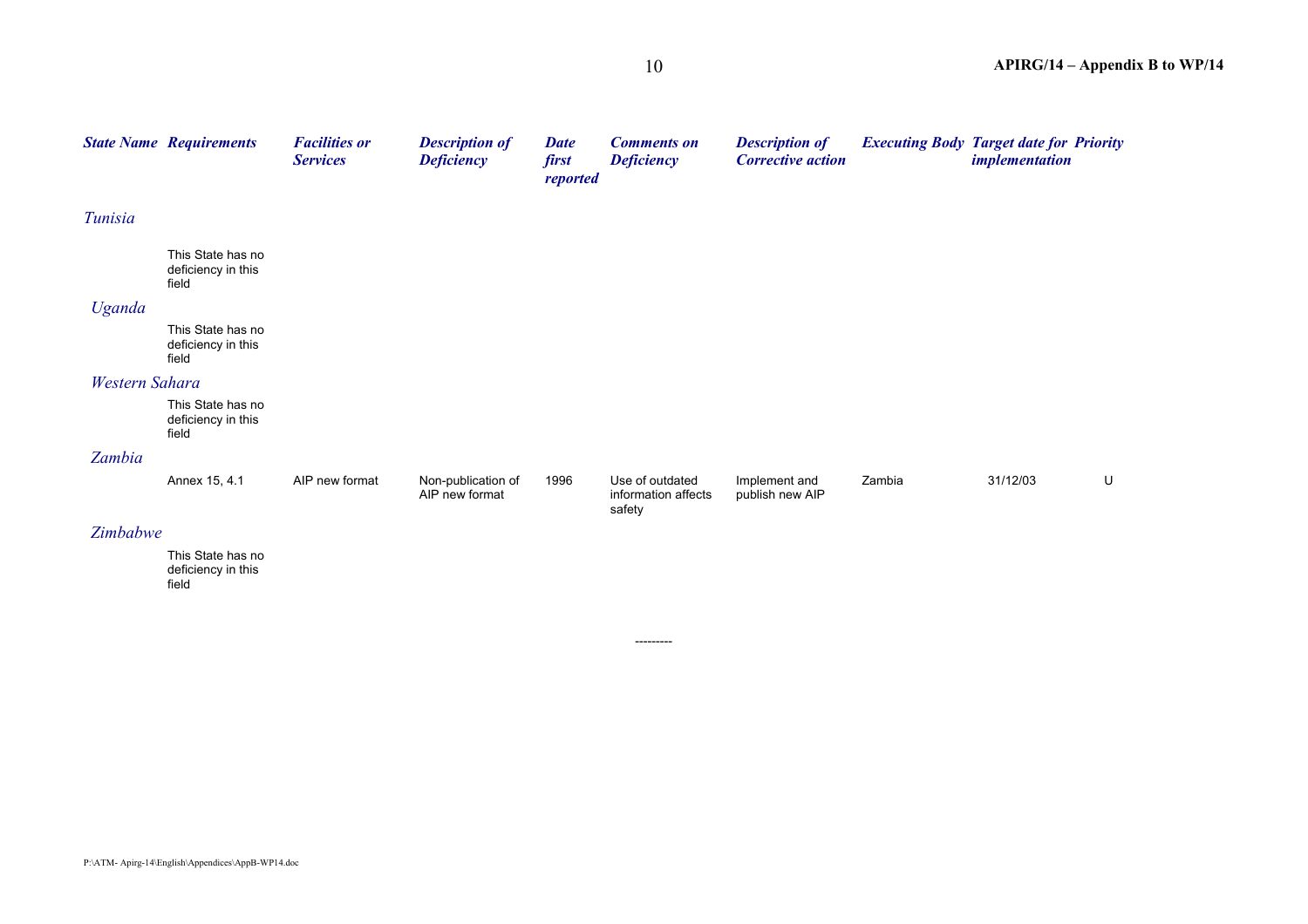| State Name | Requirements | Facilities or Services | Description of Deficiency | Date first reported | Comments on Deficiency | Description of Corrective action | Executing Body | Target date for implementation | Priority |
|---|---|---|---|---|---|---|---|---|---|
| *Tunisia* | | | | | | | | | |
| | This State has no deficiency in this field | | | | | | | | |
| *Uganda* | | | | | | | | | |
| | This State has no deficiency in this field | | | | | | | | |
| *Western Sahara* | | | | | | | | | |
| | This State has no deficiency in this field | | | | | | | | |
| *Zambia* | | | | | | | | | |
| | Annex 15, 4.1 | AIP new format | Non-publication of AIP new format | 1996 | Use of outdated information affects safety | Implement and publish new AIP | Zambia | 31/12/03 | U |
| *Zimbabwe* | | | | | | | | | |
| | This State has no deficiency in this field | | | | | | | | |

---------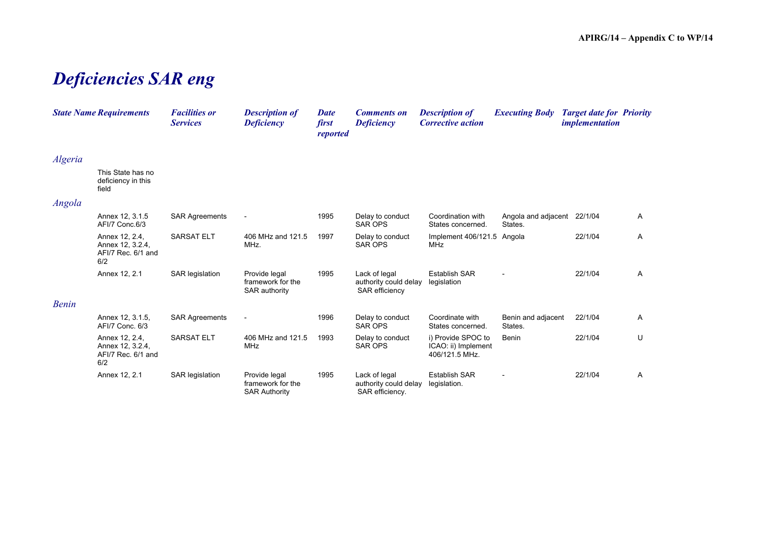# *Deficiencies SAR eng*

| *State Name* | *Requirements* | *Facilities or Services* | *Description of Deficiency* | *Date first reported* | *Comments on Deficiency* | *Description of Corrective action* | *Executing Body* | *Target date for implementation* | *Priority* |
|---|---|---|---|---|---|---|---|---|---|
| *Algeria* | | | | | | | | | |
| | This State has no deficiency in this field | | | | | | | | |
| *Angola* | | | | | | | | | |
| | Annex 12, 3.1.5 AFI/7 Conc.6/3 | SAR Agreements | - | 1995 | Delay to conduct SAR OPS | Coordination with States concerned. | Angola and adjacent States. | 22/1/04 | A |
| | Annex 12, 2.4, Annex 12, 3.2.4, AFI/7 Rec. 6/1 and 6/2 | SARSAT ELT | 406 MHz and 121.5 MHz. | 1997 | Delay to conduct SAR OPS | Implement 406/121.5 MHz | Angola | 22/1/04 | A |
| | Annex 12, 2.1 | SAR legislation | Provide legal framework for the SAR authority | 1995 | Lack of legal authority could delay SAR efficiency | Establish SAR legislation | - | 22/1/04 | A |
| *Benin* | | | | | | | | | |
| | Annex 12, 3.1.5, AFI/7 Conc. 6/3 | SAR Agreements | - | 1996 | Delay to conduct SAR OPS | Coordinate with States concerned. | Benin and adjacent States. | 22/1/04 | A |
| | Annex 12, 2.4, Annex 12, 3.2.4, AFI/7 Rec. 6/1 and 6/2 | SARSAT ELT | 406 MHz and 121.5 MHz | 1993 | Delay to conduct SAR OPS | i) Provide SPOC to ICAO: ii) Implement 406/121.5 MHz. | Benin | 22/1/04 | U |
| | Annex 12, 2.1 | SAR legislation | Provide legal framework for the SAR Authority | 1995 | Lack of legal authority could delay SAR efficiency. | Establish SAR legislation. | - | 22/1/04 | A |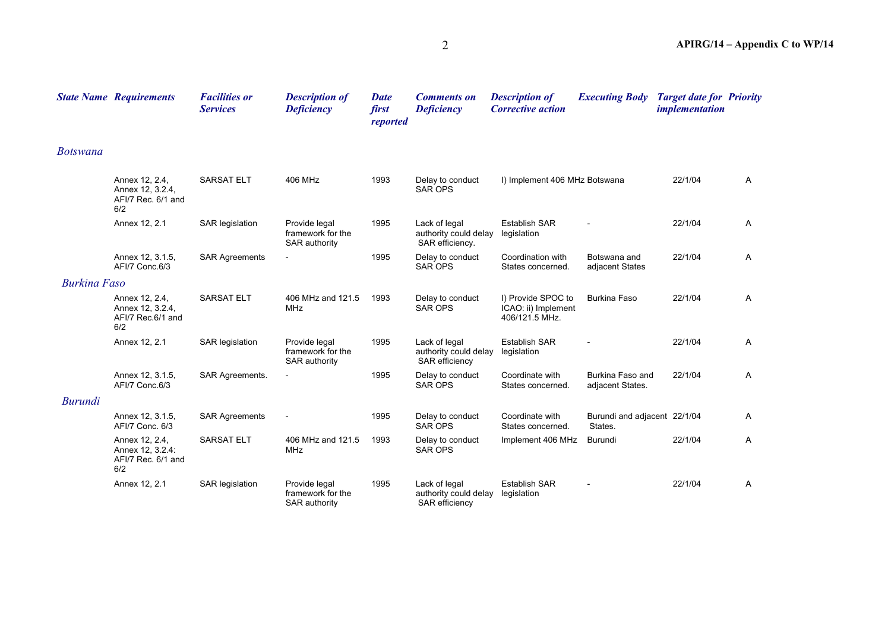| State Name | Requirements | Facilities or Services | Description of Deficiency | Date first reported | Comments on Deficiency | Description of Corrective action | Executing Body | Target date for implementation | Priority |
|---|---|---|---|---|---|---|---|---|---|
| *Botswana* | | | | | | | | | |
| | Annex 12, 2.4, Annex 12, 3.2.4, AFI/7 Rec. 6/1 and 6/2 | SARSAT ELT | 406 MHz | 1993 | Delay to conduct SAR OPS | I) Implement 406 MHz | Botswana | 22/1/04 | A |
| | Annex 12, 2.1 | SAR legislation | Provide legal framework for the SAR authority | 1995 | Lack of legal authority could delay SAR efficiency. | Establish SAR legislation | - | 22/1/04 | A |
| | Annex 12, 3.1.5, AFI/7 Conc.6/3 | SAR Agreements | - | 1995 | Delay to conduct SAR OPS | Coordination with States concerned. | Botswana and adjacent States | 22/1/04 | A |
| *Burkina Faso* | | | | | | | | | |
| | Annex 12, 2.4, Annex 12, 3.2.4, AFI/7 Rec.6/1 and 6/2 | SARSAT ELT | 406 MHz and 121.5 MHz | 1993 | Delay to conduct SAR OPS | I) Provide SPOC to ICAO: ii) Implement 406/121.5 MHz. | Burkina Faso | 22/1/04 | A |
| | Annex 12, 2.1 | SAR legislation | Provide legal framework for the SAR authority | 1995 | Lack of legal authority could delay SAR efficiency | Establish SAR legislation | - | 22/1/04 | A |
| | Annex 12, 3.1.5, AFI/7 Conc.6/3 | SAR Agreements. | - | 1995 | Delay to conduct SAR OPS | Coordinate with States concerned. | Burkina Faso and adjacent States. | 22/1/04 | A |
| *Burundi* | | | | | | | | | |
| | Annex 12, 3.1.5, AFI/7 Conc. 6/3 | SAR Agreements | - | 1995 | Delay to conduct SAR OPS | Coordinate with States concerned. | Burundi and adjacent States. | 22/1/04 | A |
| | Annex 12, 2.4, Annex 12, 3.2.4: AFI/7 Rec. 6/1 and 6/2 | SARSAT ELT | 406 MHz and 121.5 MHz | 1993 | Delay to conduct SAR OPS | Implement 406 MHz | Burundi | 22/1/04 | A |
| | Annex 12, 2.1 | SAR legislation | Provide legal framework for the SAR authority | 1995 | Lack of legal authority could delay SAR efficiency | Establish SAR legislation | - | 22/1/04 | A |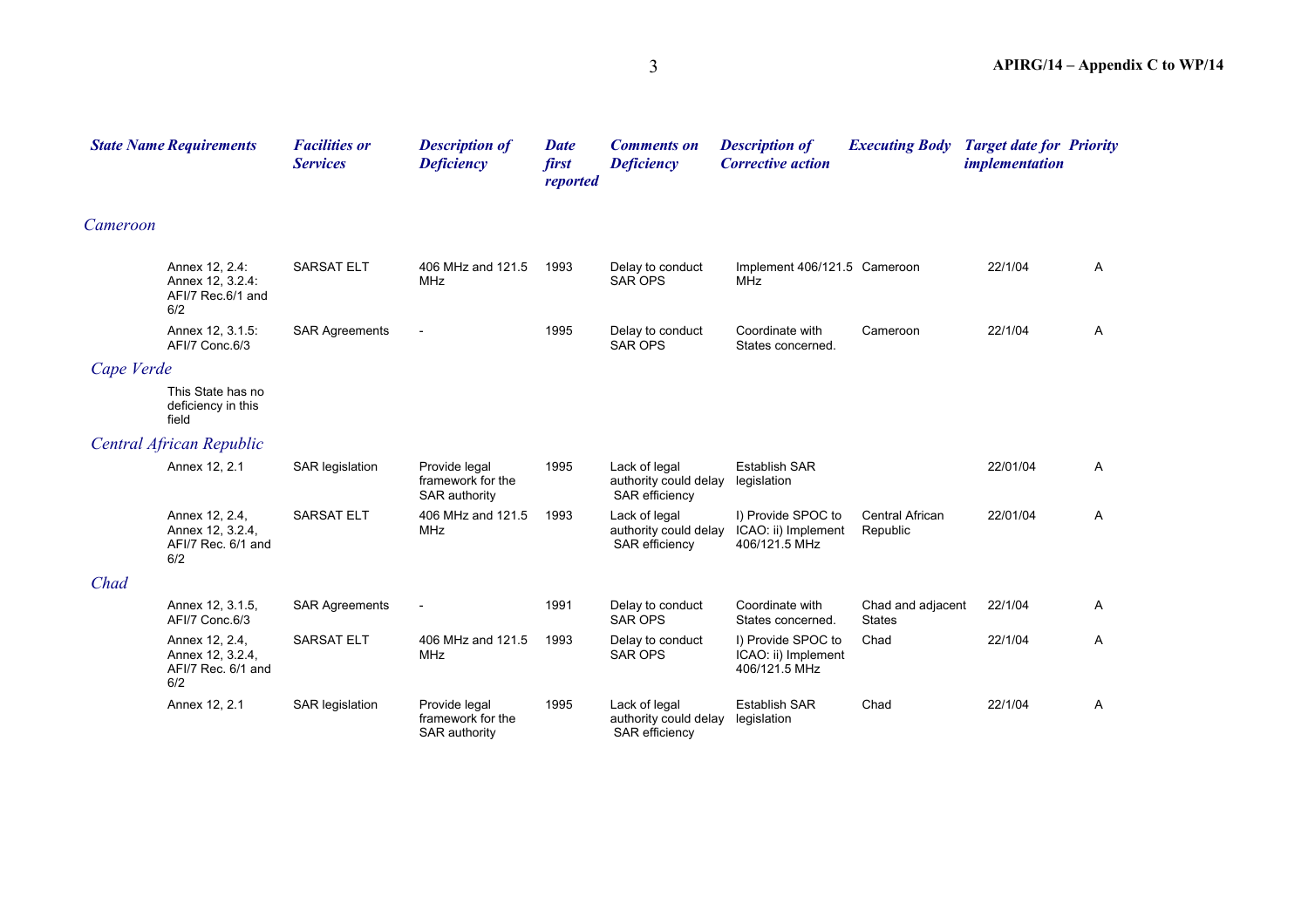| State Name | Requirements | Facilities or Services | Description of Deficiency | Date first reported | Comments on Deficiency | Description of Corrective action | Executing Body | Target date for implementation | Priority |
|---|---|---|---|---|---|---|---|---|---|
| *Cameroon* | | | | | | | | | |
| | Annex 12, 2.4: Annex 12, 3.2.4: AFI/7 Rec.6/1 and 6/2 | SARSAT ELT | 406 MHz and 121.5 MHz | 1993 | Delay to conduct SAR OPS | Implement 406/121.5 MHz | Cameroon | 22/1/04 | A |
| | Annex 12, 3.1.5: AFI/7 Conc.6/3 | SAR Agreements | - | 1995 | Delay to conduct SAR OPS | Coordinate with States concerned. | Cameroon | 22/1/04 | A |
| *Cape Verde* | | | | | | | | | |
| | This State has no deficiency in this field | | | | | | | | |
| *Central African Republic* | | | | | | | | | |
| | Annex 12, 2.1 | SAR legislation | Provide legal framework for the SAR authority | 1995 | Lack of legal authority could delay SAR efficiency | Establish SAR legislation | | 22/01/04 | A |
| | Annex 12, 2.4, Annex 12, 3.2.4, AFI/7 Rec. 6/1 and 6/2 | SARSAT ELT | 406 MHz and 121.5 MHz | 1993 | Lack of legal authority could delay SAR efficiency | I) Provide SPOC to ICAO: ii) Implement 406/121.5 MHz | Central African Republic | 22/01/04 | A |
| *Chad* | | | | | | | | | |
| | Annex 12, 3.1.5, AFI/7 Conc.6/3 | SAR Agreements | - | 1991 | Delay to conduct SAR OPS | Coordinate with States concerned. | Chad and adjacent States | 22/1/04 | A |
| | Annex 12, 2.4, Annex 12, 3.2.4, AFI/7 Rec. 6/1 and 6/2 | SARSAT ELT | 406 MHz and 121.5 MHz | 1993 | Delay to conduct SAR OPS | I) Provide SPOC to ICAO: ii) Implement 406/121.5 MHz | Chad | 22/1/04 | A |
| | Annex 12, 2.1 | SAR legislation | Provide legal framework for the SAR authority | 1995 | Lack of legal authority could delay SAR efficiency | Establish SAR legislation | Chad | 22/1/04 | A |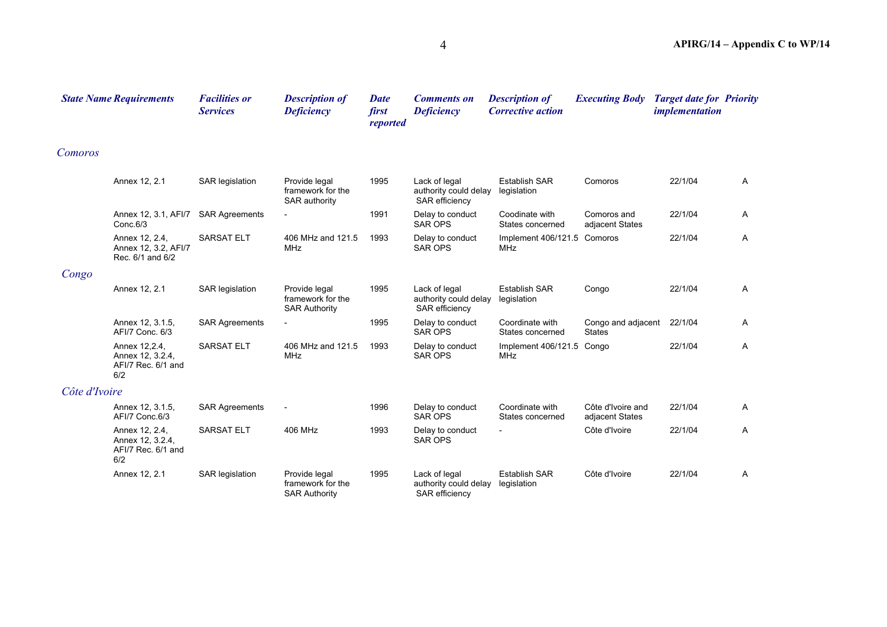| State Name | Requirements | Facilities or Services | Description of Deficiency | Date first reported | Comments on Deficiency | Description of Corrective action | Executing Body | Target date for implementation | Priority |
|---|---|---|---|---|---|---|---|---|---|
| *Comoros* | | | | | | | | | |
| | Annex 12, 2.1 | SAR legislation | Provide legal framework for the SAR authority | 1995 | Lack of legal authority could delay SAR efficiency | Establish SAR legislation | Comoros | 22/1/04 | A |
| | Annex 12, 3.1, AFI/7 Conc.6/3 | SAR Agreements | - | 1991 | Delay to conduct SAR OPS | Coodinate with States concerned | Comoros and adjacent States | 22/1/04 | A |
| | Annex 12, 2.4, Annex 12, 3.2, AFI/7 Rec. 6/1 and 6/2 | SARSAT ELT | 406 MHz and 121.5 MHz | 1993 | Delay to conduct SAR OPS | Implement 406/121.5 MHz | Comoros | 22/1/04 | A |
| *Congo* | | | | | | | | | |
| | Annex 12, 2.1 | SAR legislation | Provide legal framework for the SAR Authority | 1995 | Lack of legal authority could delay SAR efficiency | Establish SAR legislation | Congo | 22/1/04 | A |
| | Annex 12, 3.1.5, AFI/7 Conc. 6/3 | SAR Agreements | - | 1995 | Delay to conduct SAR OPS | Coordinate with States concerned | Congo and adjacent States | 22/1/04 | A |
| | Annex 12,2.4, Annex 12, 3.2.4, AFI/7 Rec. 6/1 and 6/2 | SARSAT ELT | 406 MHz and 121.5 MHz | 1993 | Delay to conduct SAR OPS | Implement 406/121.5 MHz | Congo | 22/1/04 | A |
| *Côte d'Ivoire* | | | | | | | | | |
| | Annex 12, 3.1.5, AFI/7 Conc.6/3 | SAR Agreements | - | 1996 | Delay to conduct SAR OPS | Coordinate with States concerned | Côte d'Ivoire and adjacent States | 22/1/04 | A |
| | Annex 12, 2.4, Annex 12, 3.2.4, AFI/7 Rec. 6/1 and 6/2 | SARSAT ELT | 406 MHz | 1993 | Delay to conduct SAR OPS | - | Côte d'Ivoire | 22/1/04 | A |
| | Annex 12, 2.1 | SAR legislation | Provide legal framework for the SAR Authority | 1995 | Lack of legal authority could delay SAR efficiency | Establish SAR legislation | Côte d'Ivoire | 22/1/04 | A |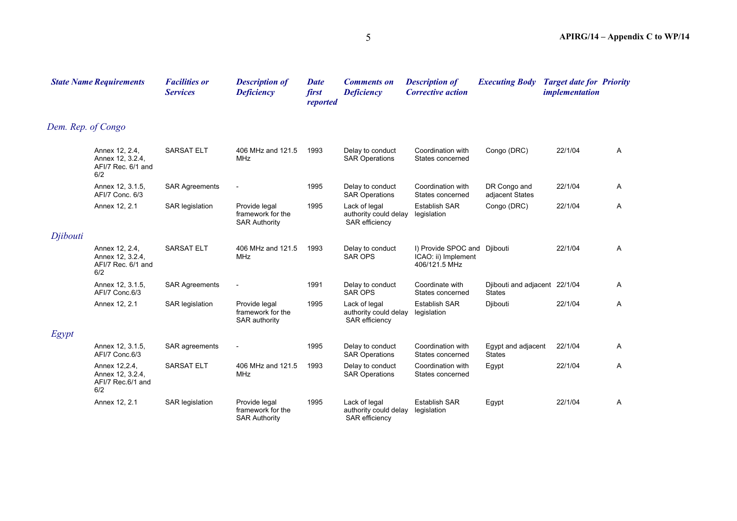| State Name | Requirements | Facilities or Services | Description of Deficiency | Date first reported | Comments on Deficiency | Description of Corrective action | Executing Body | Target date for implementation | Priority |
|---|---|---|---|---|---|---|---|---|---|
| *Dem. Rep. of Congo* | | | | | | | | | |
| | Annex 12, 2.4, Annex 12, 3.2.4, AFI/7 Rec. 6/1 and 6/2 | SARSAT ELT | 406 MHz and 121.5 MHz | 1993 | Delay to conduct SAR Operations | Coordination with States concerned | Congo (DRC) | 22/1/04 | A |
| | Annex 12, 3.1.5, AFI/7 Conc. 6/3 | SAR Agreements | - | 1995 | Delay to conduct SAR Operations | Coordination with States concerned | DR Congo and adjacent States | 22/1/04 | A |
| | Annex 12, 2.1 | SAR legislation | Provide legal framework for the SAR Authority | 1995 | Lack of legal authority could delay SAR efficiency | Establish SAR legislation | Congo (DRC) | 22/1/04 | A |
| *Djibouti* | | | | | | | | | |
| | Annex 12, 2.4, Annex 12, 3.2.4, AFI/7 Rec. 6/1 and 6/2 | SARSAT ELT | 406 MHz and 121.5 MHz | 1993 | Delay to conduct SAR OPS | I) Provide SPOC and ICAO: ii) Implement 406/121.5 MHz | Djibouti | 22/1/04 | A |
| | Annex 12, 3.1.5, AFI/7 Conc.6/3 | SAR Agreements | - | 1991 | Delay to conduct SAR OPS | Coordinate with States concerned | Djibouti and adjacent States | 22/1/04 | A |
| | Annex 12, 2.1 | SAR legislation | Provide legal framework for the SAR authority | 1995 | Lack of legal authority could delay SAR efficiency | Establish SAR legislation | Djibouti | 22/1/04 | A |
| *Egypt* | | | | | | | | | |
| | Annex 12, 3.1.5, AFI/7 Conc.6/3 | SAR agreements | - | 1995 | Delay to conduct SAR Operations | Coordination with States concerned | Egypt and adjacent States | 22/1/04 | A |
| | Annex 12,2.4, Annex 12, 3.2.4, AFI/7 Rec.6/1 and 6/2 | SARSAT ELT | 406 MHz and 121.5 MHz | 1993 | Delay to conduct SAR Operations | Coordination with States concerned | Egypt | 22/1/04 | A |
| | Annex 12, 2.1 | SAR legislation | Provide legal framework for the SAR Authority | 1995 | Lack of legal authority could delay SAR efficiency | Establish SAR legislation | Egypt | 22/1/04 | A |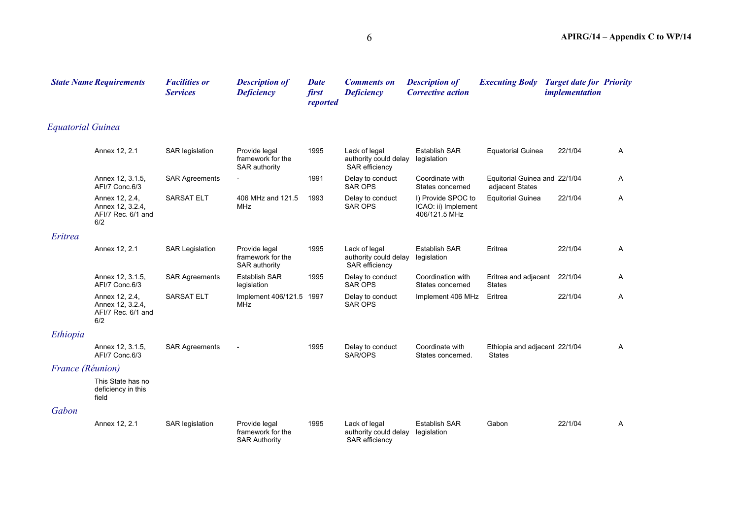| State Name | Requirements | Facilities or Services | Description of Deficiency | Date first reported | Comments on Deficiency | Description of Corrective action | Executing Body | Target date for implementation | Priority |
|---|---|---|---|---|---|---|---|---|---|
| *Equatorial Guinea* | | | | | | | | | |
| | Annex 12, 2.1 | SAR legislation | Provide legal framework for the SAR authority | 1995 | Lack of legal authority could delay SAR efficiency | Establish SAR legislation | Equatorial Guinea | 22/1/04 | A |
| | Annex 12, 3.1.5, AFI/7 Conc.6/3 | SAR Agreements | - | 1991 | Delay to conduct SAR OPS | Coordinate with States concerned | Equitorial Guinea and adjacent States | 22/1/04 | A |
| | Annex 12, 2.4, Annex 12, 3.2.4, AFI/7 Rec. 6/1 and 6/2 | SARSAT ELT | 406 MHz and 121.5 MHz | 1993 | Delay to conduct SAR OPS | I) Provide SPOC to ICAO: ii) Implement 406/121.5 MHz | Equitorial Guinea | 22/1/04 | A |
| *Eritrea* | | | | | | | | | |
| | Annex 12, 2.1 | SAR Legislation | Provide legal framework for the SAR authority | 1995 | Lack of legal authority could delay SAR efficiency | Establish SAR legislation | Eritrea | 22/1/04 | A |
| | Annex 12, 3.1.5, AFI/7 Conc.6/3 | SAR Agreements | Establish SAR legislation | 1995 | Delay to conduct SAR OPS | Coordination with States concerned | Eritrea and adjacent States | 22/1/04 | A |
| | Annex 12, 2.4, Annex 12, 3.2.4, AFI/7 Rec. 6/1 and 6/2 | SARSAT ELT | Implement 406/121.5 MHz | 1997 | Delay to conduct SAR OPS | Implement 406 MHz | Eritrea | 22/1/04 | A |
| *Ethiopia* | | | | | | | | | |
| | Annex 12, 3.1.5, AFI/7 Conc.6/3 | SAR Agreements | - | 1995 | Delay to conduct SAR/OPS | Coordinate with States concerned. | Ethiopia and adjacent States | 22/1/04 | A |
| *France (Réunion)* | | | | | | | | | |
| | This State has no deficiency in this field | | | | | | | | |
| *Gabon* | | | | | | | | | |
| | Annex 12, 2.1 | SAR legislation | Provide legal framework for the SAR Authority | 1995 | Lack of legal authority could delay SAR efficiency | Establish SAR legislation | Gabon | 22/1/04 | A |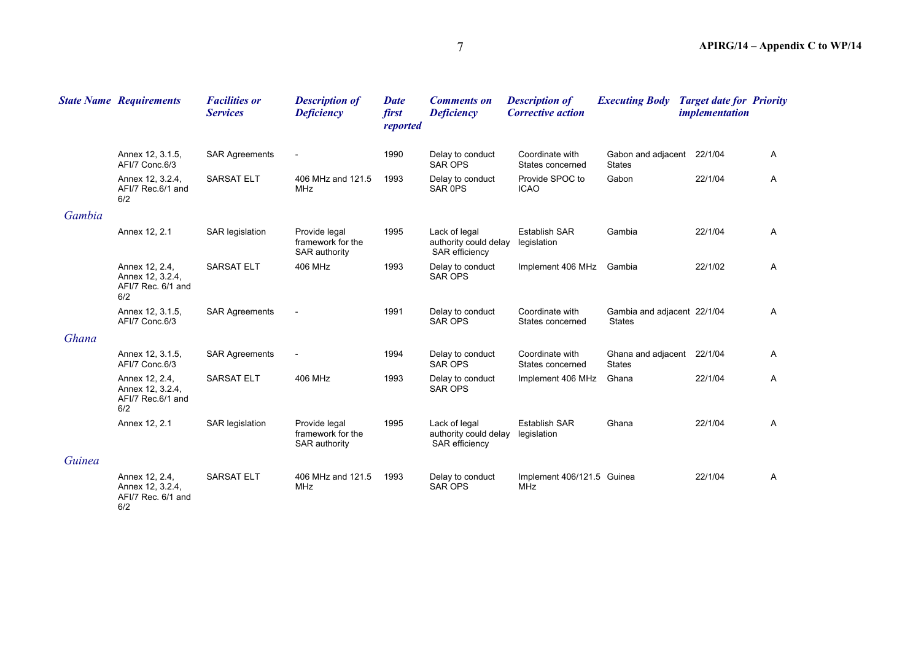| *State Name* | *Requirements* | *Facilities or Services* | *Description of Deficiency* | *Date first reported* | *Comments on Deficiency* | *Description of Corrective action* | *Executing Body* | *Target date for implementation* | *Priority* |
|---|---|---|---|---|---|---|---|---|---|
| | Annex 12, 3.1.5, AFI/7 Conc.6/3 | SAR Agreements | - | 1990 | Delay to conduct SAR OPS | Coordinate with States concerned | Gabon and adjacent States | 22/1/04 | A |
| | Annex 12, 3.2.4, AFI/7 Rec.6/1 and 6/2 | SARSAT ELT | 406 MHz and 121.5 MHz | 1993 | Delay to conduct SAR 0PS | Provide SPOC to ICAO | Gabon | 22/1/04 | A |
| *Gambia* | | | | | | | | | |
| | Annex 12, 2.1 | SAR legislation | Provide legal framework for the SAR authority | 1995 | Lack of legal authority could delay SAR efficiency | Establish SAR legislation | Gambia | 22/1/04 | A |
| | Annex 12, 2.4, Annex 12, 3.2.4, AFI/7 Rec. 6/1 and 6/2 | SARSAT ELT | 406 MHz | 1993 | Delay to conduct SAR OPS | Implement 406 MHz | Gambia | 22/1/02 | A |
| | Annex 12, 3.1.5, AFI/7 Conc.6/3 | SAR Agreements | - | 1991 | Delay to conduct SAR OPS | Coordinate with States concerned | Gambia and adjacent States | 22/1/04 | A |
| *Ghana* | | | | | | | | | |
| | Annex 12, 3.1.5, AFI/7 Conc.6/3 | SAR Agreements | - | 1994 | Delay to conduct SAR OPS | Coordinate with States concerned | Ghana and adjacent States | 22/1/04 | A |
| | Annex 12, 2.4, Annex 12, 3.2.4, AFI/7 Rec.6/1 and 6/2 | SARSAT ELT | 406 MHz | 1993 | Delay to conduct SAR OPS | Implement 406 MHz | Ghana | 22/1/04 | A |
| | Annex 12, 2.1 | SAR legislation | Provide legal framework for the SAR authority | 1995 | Lack of legal authority could delay SAR efficiency | Establish SAR legislation | Ghana | 22/1/04 | A |
| *Guinea* | | | | | | | | | |
| | Annex 12, 2.4, Annex 12, 3.2.4, AFI/7 Rec. 6/1 and 6/2 | SARSAT ELT | 406 MHz and 121.5 MHz | 1993 | Delay to conduct SAR OPS | Implement 406/121.5 MHz | Guinea | 22/1/04 | A |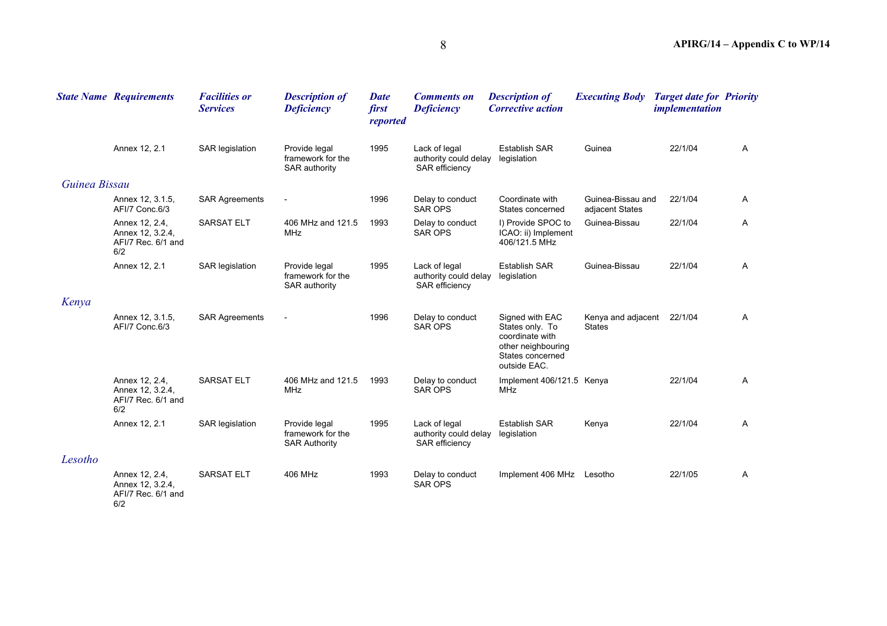| State Name | Requirements | Facilities or Services | Description of Deficiency | Date first reported | Comments on Deficiency | Description of Corrective action | Executing Body | Target date for implementation | Priority |
|---|---|---|---|---|---|---|---|---|---|
| | Annex 12, 2.1 | SAR legislation | Provide legal framework for the SAR authority | 1995 | Lack of legal authority could delay SAR efficiency | Establish SAR legislation | Guinea | 22/1/04 | A |
| *Guinea Bissau* | | | | | | | | | |
| | Annex 12, 3.1.5, AFI/7 Conc.6/3 | SAR Agreements | - | 1996 | Delay to conduct SAR OPS | Coordinate with States concerned | Guinea-Bissau and adjacent States | 22/1/04 | A |
| | Annex 12, 2.4, Annex 12, 3.2.4, AFI/7 Rec. 6/1 and 6/2 | SARSAT ELT | 406 MHz and 121.5 MHz | 1993 | Delay to conduct SAR OPS | I) Provide SPOC to ICAO: ii) Implement 406/121.5 MHz | Guinea-Bissau | 22/1/04 | A |
| | Annex 12, 2.1 | SAR legislation | Provide legal framework for the SAR authority | 1995 | Lack of legal authority could delay SAR efficiency | Establish SAR legislation | Guinea-Bissau | 22/1/04 | A |
| *Kenya* | | | | | | | | | |
| | Annex 12, 3.1.5, AFI/7 Conc.6/3 | SAR Agreements | - | 1996 | Delay to conduct SAR OPS | Signed with EAC States only. To coordinate with other neighbouring States concerned outside EAC. | Kenya and adjacent States | 22/1/04 | A |
| | Annex 12, 2.4, Annex 12, 3.2.4, AFI/7 Rec. 6/1 and 6/2 | SARSAT ELT | 406 MHz and 121.5 MHz | 1993 | Delay to conduct SAR OPS | Implement 406/121.5 MHz | Kenya | 22/1/04 | A |
| | Annex 12, 2.1 | SAR legislation | Provide legal framework for the SAR Authority | 1995 | Lack of legal authority could delay SAR efficiency | Establish SAR legislation | Kenya | 22/1/04 | A |
| *Lesotho* | | | | | | | | | |
| | Annex 12, 2.4, Annex 12, 3.2.4, AFI/7 Rec. 6/1 and 6/2 | SARSAT ELT | 406 MHz | 1993 | Delay to conduct SAR OPS | Implement 406 MHz | Lesotho | 22/1/05 | A |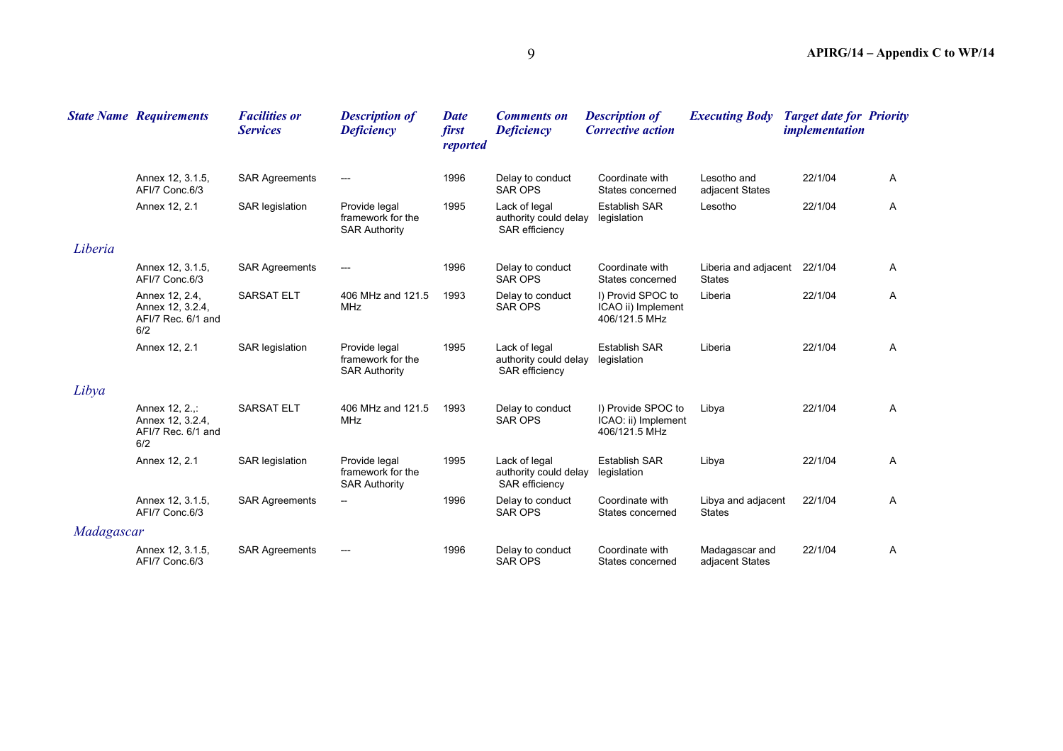| State Name | Requirements | Facilities or Services | Description of Deficiency | Date first reported | Comments on Deficiency | Description of Corrective action | Executing Body | Target date for implementation | Priority |
|---|---|---|---|---|---|---|---|---|---|
| | Annex 12, 3.1.5, AFI/7 Conc.6/3 | SAR Agreements | --- | 1996 | Delay to conduct SAR OPS | Coordinate with States concerned | Lesotho and adjacent States | 22/1/04 | A |
| | Annex 12, 2.1 | SAR legislation | Provide legal framework for the SAR Authority | 1995 | Lack of legal authority could delay SAR efficiency | Establish SAR legislation | Lesotho | 22/1/04 | A |
| *Liberia* | | | | | | | | | |
| | Annex 12, 3.1.5, AFI/7 Conc.6/3 | SAR Agreements | --- | 1996 | Delay to conduct SAR OPS | Coordinate with States concerned | Liberia and adjacent States | 22/1/04 | A |
| | Annex 12, 2.4, Annex 12, 3.2.4, AFI/7 Rec. 6/1 and 6/2 | SARSAT ELT | 406 MHz and 121.5 MHz | 1993 | Delay to conduct SAR OPS | I) Provid SPOC to ICAO ii) Implement 406/121.5 MHz | Liberia | 22/1/04 | A |
| | Annex 12, 2.1 | SAR legislation | Provide legal framework for the SAR Authority | 1995 | Lack of legal authority could delay SAR efficiency | Establish SAR legislation | Liberia | 22/1/04 | A |
| *Libya* | | | | | | | | | |
| | Annex 12, 2.,: Annex 12, 3.2.4, AFI/7 Rec. 6/1 and 6/2 | SARSAT ELT | 406 MHz and 121.5 MHz | 1993 | Delay to conduct SAR OPS | I) Provide SPOC to ICAO: ii) Implement 406/121.5 MHz | Libya | 22/1/04 | A |
| | Annex 12, 2.1 | SAR legislation | Provide legal framework for the SAR Authority | 1995 | Lack of legal authority could delay SAR efficiency | Establish SAR legislation | Libya | 22/1/04 | A |
| | Annex 12, 3.1.5, AFI/7 Conc.6/3 | SAR Agreements | -- | 1996 | Delay to conduct SAR OPS | Coordinate with States concerned | Libya and adjacent States | 22/1/04 | A |
| *Madagascar* | | | | | | | | | |
| | Annex 12, 3.1.5, AFI/7 Conc.6/3 | SAR Agreements | --- | 1996 | Delay to conduct SAR OPS | Coordinate with States concerned | Madagascar and adjacent States | 22/1/04 | A |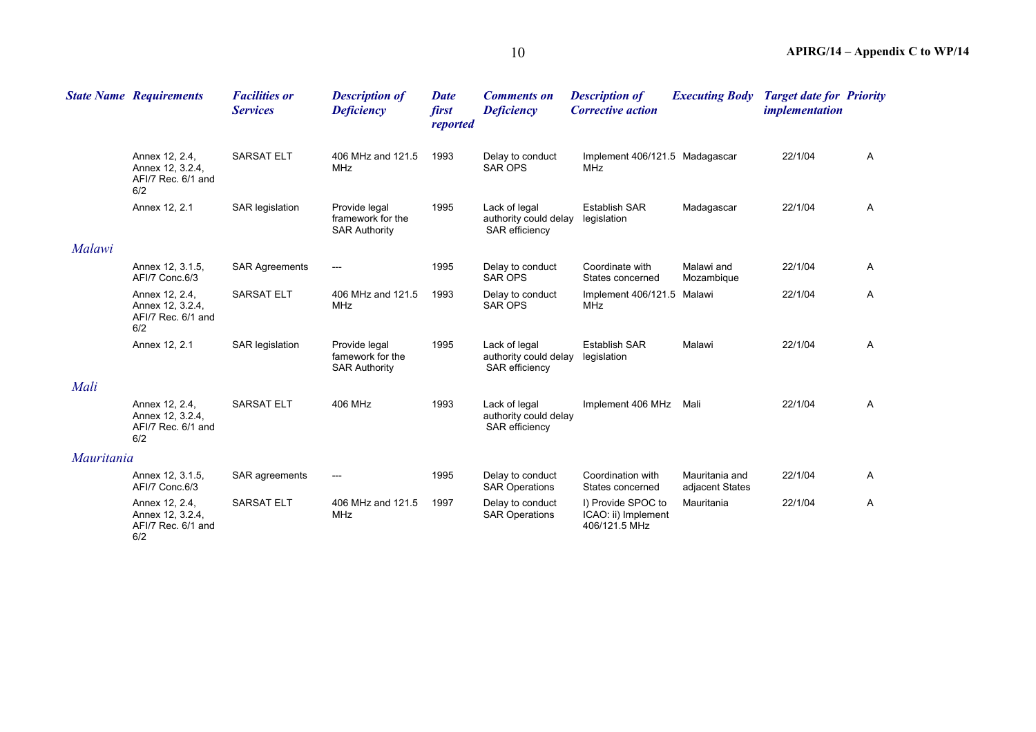| State Name | Requirements | Facilities or Services | Description of Deficiency | Date first reported | Comments on Deficiency | Description of Corrective action | Executing Body | Target date for implementation | Priority |
|---|---|---|---|---|---|---|---|---|---|
| | Annex 12, 2.4, Annex 12, 3.2.4, AFI/7 Rec. 6/1 and 6/2 | SARSAT ELT | 406 MHz and 121.5 MHz | 1993 | Delay to conduct SAR OPS | Implement 406/121.5 MHz | Madagascar | 22/1/04 | A |
| | Annex 12, 2.1 | SAR legislation | Provide legal framework for the SAR Authority | 1995 | Lack of legal authority could delay SAR efficiency | Establish SAR legislation | Madagascar | 22/1/04 | A |
| *Malawi* | | | | | | | | | |
| | Annex 12, 3.1.5, AFI/7 Conc.6/3 | SAR Agreements | --- | 1995 | Delay to conduct SAR OPS | Coordinate with States concerned | Malawi and Mozambique | 22/1/04 | A |
| | Annex 12, 2.4, Annex 12, 3.2.4, AFI/7 Rec. 6/1 and 6/2 | SARSAT ELT | 406 MHz and 121.5 MHz | 1993 | Delay to conduct SAR OPS | Implement 406/121.5 MHz | Malawi | 22/1/04 | A |
| | Annex 12, 2.1 | SAR legislation | Provide legal famework for the SAR Authority | 1995 | Lack of legal authority could delay SAR efficiency | Establish SAR legislation | Malawi | 22/1/04 | A |
| *Mali* | | | | | | | | | |
| | Annex 12, 2.4, Annex 12, 3.2.4, AFI/7 Rec. 6/1 and 6/2 | SARSAT ELT | 406 MHz | 1993 | Lack of legal authority could delay SAR efficiency | Implement 406 MHz | Mali | 22/1/04 | A |
| *Mauritania* | | | | | | | | | |
| | Annex 12, 3.1.5, AFI/7 Conc.6/3 | SAR agreements | --- | 1995 | Delay to conduct SAR Operations | Coordination with States concerned | Mauritania and adjacent States | 22/1/04 | A |
| | Annex 12, 2.4, Annex 12, 3.2.4, AFI/7 Rec. 6/1 and 6/2 | SARSAT ELT | 406 MHz and 121.5 MHz | 1997 | Delay to conduct SAR Operations | I) Provide SPOC to ICAO: ii) Implement 406/121.5 MHz | Mauritania | 22/1/04 | A |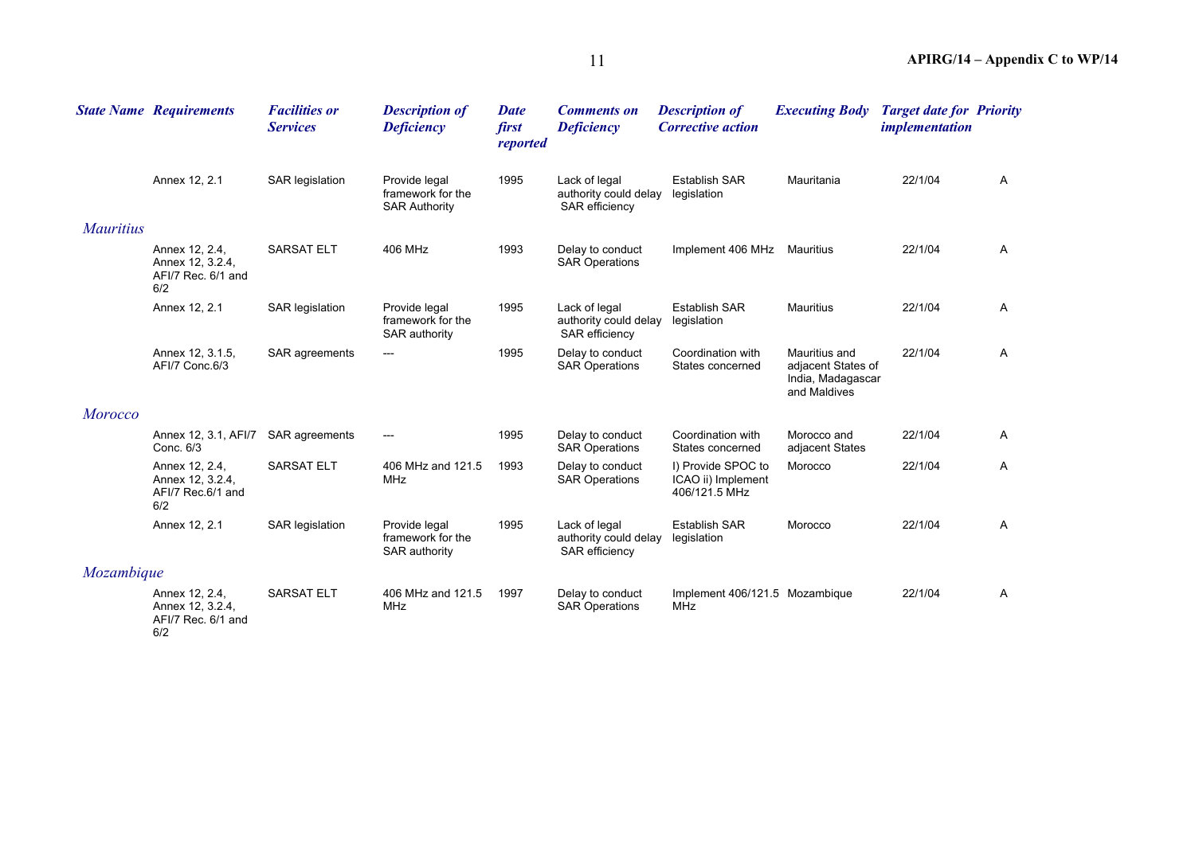| State Name | Requirements | Facilities or Services | Description of Deficiency | Date first reported | Comments on Deficiency | Description of Corrective action | Executing Body | Target date for implementation | Priority |
|---|---|---|---|---|---|---|---|---|---|
| | Annex 12, 2.1 | SAR legislation | Provide legal framework for the SAR Authority | 1995 | Lack of legal authority could delay SAR efficiency | Establish SAR legislation | Mauritania | 22/1/04 | A |
| *Mauritius* | | | | | | | | | |
| | Annex 12, 2.4, Annex 12, 3.2.4, AFI/7 Rec. 6/1 and 6/2 | SARSAT ELT | 406 MHz | 1993 | Delay to conduct SAR Operations | Implement 406 MHz | Mauritius | 22/1/04 | A |
| | Annex 12, 2.1 | SAR legislation | Provide legal framework for the SAR authority | 1995 | Lack of legal authority could delay SAR efficiency | Establish SAR legislation | Mauritius | 22/1/04 | A |
| | Annex 12, 3.1.5, AFI/7 Conc.6/3 | SAR agreements | --- | 1995 | Delay to conduct SAR Operations | Coordination with States concerned | Mauritius and adjacent States of India, Madagascar and Maldives | 22/1/04 | A |
| *Morocco* | | | | | | | | | |
| | Annex 12, 3.1, AFI/7 Conc. 6/3 | SAR agreements | --- | 1995 | Delay to conduct SAR Operations | Coordination with States concerned | Morocco and adjacent States | 22/1/04 | A |
| | Annex 12, 2.4, Annex 12, 3.2.4, AFI/7 Rec.6/1 and 6/2 | SARSAT ELT | 406 MHz and 121.5 MHz | 1993 | Delay to conduct SAR Operations | I) Provide SPOC to ICAO ii) Implement 406/121.5 MHz | Morocco | 22/1/04 | A |
| | Annex 12, 2.1 | SAR legislation | Provide legal framework for the SAR authority | 1995 | Lack of legal authority could delay SAR efficiency | Establish SAR legislation | Morocco | 22/1/04 | A |
| *Mozambique* | | | | | | | | | |
| | Annex 12, 2.4, Annex 12, 3.2.4, AFI/7 Rec. 6/1 and 6/2 | SARSAT ELT | 406 MHz and 121.5 MHz | 1997 | Delay to conduct SAR Operations | Implement 406/121.5 MHz | Mozambique | 22/1/04 | A |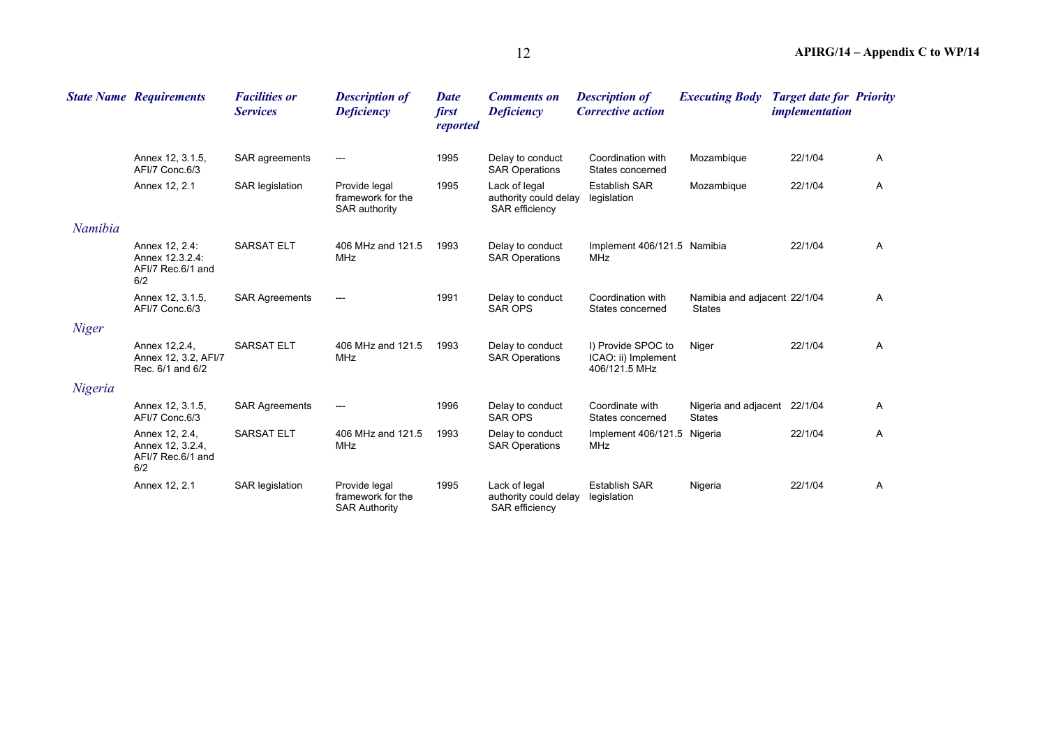| *State Name* | *Requirements* | *Facilities or Services* | *Description of Deficiency* | *Date first reported* | *Comments on Deficiency* | *Description of Corrective action* | *Executing Body* | *Target date for implementation* | *Priority* |
|---|---|---|---|---|---|---|---|---|---|
| | Annex 12, 3.1.5, AFI/7 Conc.6/3 | SAR agreements | --- | 1995 | Delay to conduct SAR Operations | Coordination with States concerned | Mozambique | 22/1/04 | A |
| | Annex 12, 2.1 | SAR legislation | Provide legal framework for the SAR authority | 1995 | Lack of legal authority could delay SAR efficiency | Establish SAR legislation | Mozambique | 22/1/04 | A |
| *Namibia* | | | | | | | | | |
| | Annex 12, 2.4: Annex 12.3.2.4: AFI/7 Rec.6/1 and 6/2 | SARSAT ELT | 406 MHz and 121.5 MHz | 1993 | Delay to conduct SAR Operations | Implement 406/121.5 MHz | Namibia | 22/1/04 | A |
| | Annex 12, 3.1.5, AFI/7 Conc.6/3 | SAR Agreements | --- | 1991 | Delay to conduct SAR OPS | Coordination with States concerned | Namibia and adjacent States | 22/1/04 | A |
| *Niger* | | | | | | | | | |
| | Annex 12,2.4, Annex 12, 3.2, AFI/7 Rec. 6/1 and 6/2 | SARSAT ELT | 406 MHz and 121.5 MHz | 1993 | Delay to conduct SAR Operations | I) Provide SPOC to ICAO: ii) Implement 406/121.5 MHz | Niger | 22/1/04 | A |
| *Nigeria* | | | | | | | | | |
| | Annex 12, 3.1.5, AFI/7 Conc.6/3 | SAR Agreements | --- | 1996 | Delay to conduct SAR OPS | Coordinate with States concerned | Nigeria and adjacent States | 22/1/04 | A |
| | Annex 12, 2.4, Annex 12, 3.2.4, AFI/7 Rec.6/1 and 6/2 | SARSAT ELT | 406 MHz and 121.5 MHz | 1993 | Delay to conduct SAR Operations | Implement 406/121.5 MHz | Nigeria | 22/1/04 | A |
| | Annex 12, 2.1 | SAR legislation | Provide legal framework for the SAR Authority | 1995 | Lack of legal authority could delay SAR efficiency | Establish SAR legislation | Nigeria | 22/1/04 | A |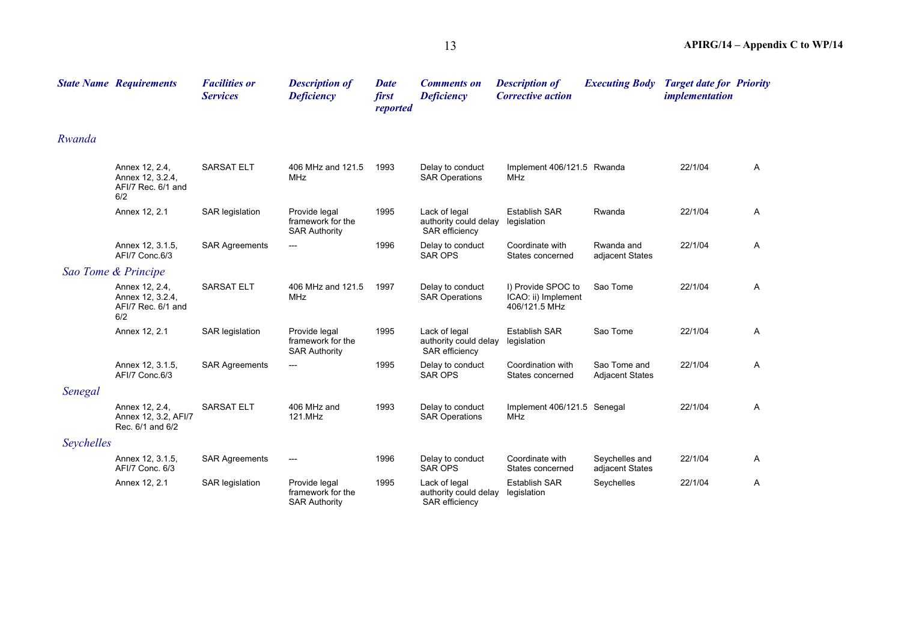| State Name | Requirements | Facilities or Services | Description of Deficiency | Date first reported | Comments on Deficiency | Description of Corrective action | Executing Body | Target date for implementation | Priority |
|---|---|---|---|---|---|---|---|---|---|
| *Rwanda* | | | | | | | | | |
| | Annex 12, 2.4, Annex 12, 3.2.4, AFI/7 Rec. 6/1 and 6/2 | SARSAT ELT | 406 MHz and 121.5 MHz | 1993 | Delay to conduct SAR Operations | Implement 406/121.5 MHz | Rwanda | 22/1/04 | A |
| | Annex 12, 2.1 | SAR legislation | Provide legal framework for the SAR Authority | 1995 | Lack of legal authority could delay SAR efficiency | Establish SAR legislation | Rwanda | 22/1/04 | A |
| | Annex 12, 3.1.5, AFI/7 Conc.6/3 | SAR Agreements | --- | 1996 | Delay to conduct SAR OPS | Coordinate with States concerned | Rwanda and adjacent States | 22/1/04 | A |
| *Sao Tome & Principe* | | | | | | | | | |
| | Annex 12, 2.4, Annex 12, 3.2.4, AFI/7 Rec. 6/1 and 6/2 | SARSAT ELT | 406 MHz and 121.5 MHz | 1997 | Delay to conduct SAR Operations | I) Provide SPOC to ICAO: ii) Implement 406/121.5 MHz | Sao Tome | 22/1/04 | A |
| | Annex 12, 2.1 | SAR legislation | Provide legal framework for the SAR Authority | 1995 | Lack of legal authority could delay SAR efficiency | Establish SAR legislation | Sao Tome | 22/1/04 | A |
| | Annex 12, 3.1.5, AFI/7 Conc.6/3 | SAR Agreements | --- | 1995 | Delay to conduct SAR OPS | Coordination with States concerned | Sao Tome and Adjacent States | 22/1/04 | A |
| *Senegal* | | | | | | | | | |
| | Annex 12, 2.4, Annex 12, 3.2, AFI/7 Rec. 6/1 and 6/2 | SARSAT ELT | 406 MHz and 121.MHz | 1993 | Delay to conduct SAR Operations | Implement 406/121.5 MHz | Senegal | 22/1/04 | A |
| *Seychelles* | | | | | | | | | |
| | Annex 12, 3.1.5, AFI/7 Conc. 6/3 | SAR Agreements | --- | 1996 | Delay to conduct SAR OPS | Coordinate with States concerned | Seychelles and adjacent States | 22/1/04 | A |
| | Annex 12, 2.1 | SAR legislation | Provide legal framework for the SAR Authority | 1995 | Lack of legal authority could delay SAR efficiency | Establish SAR legislation | Seychelles | 22/1/04 | A |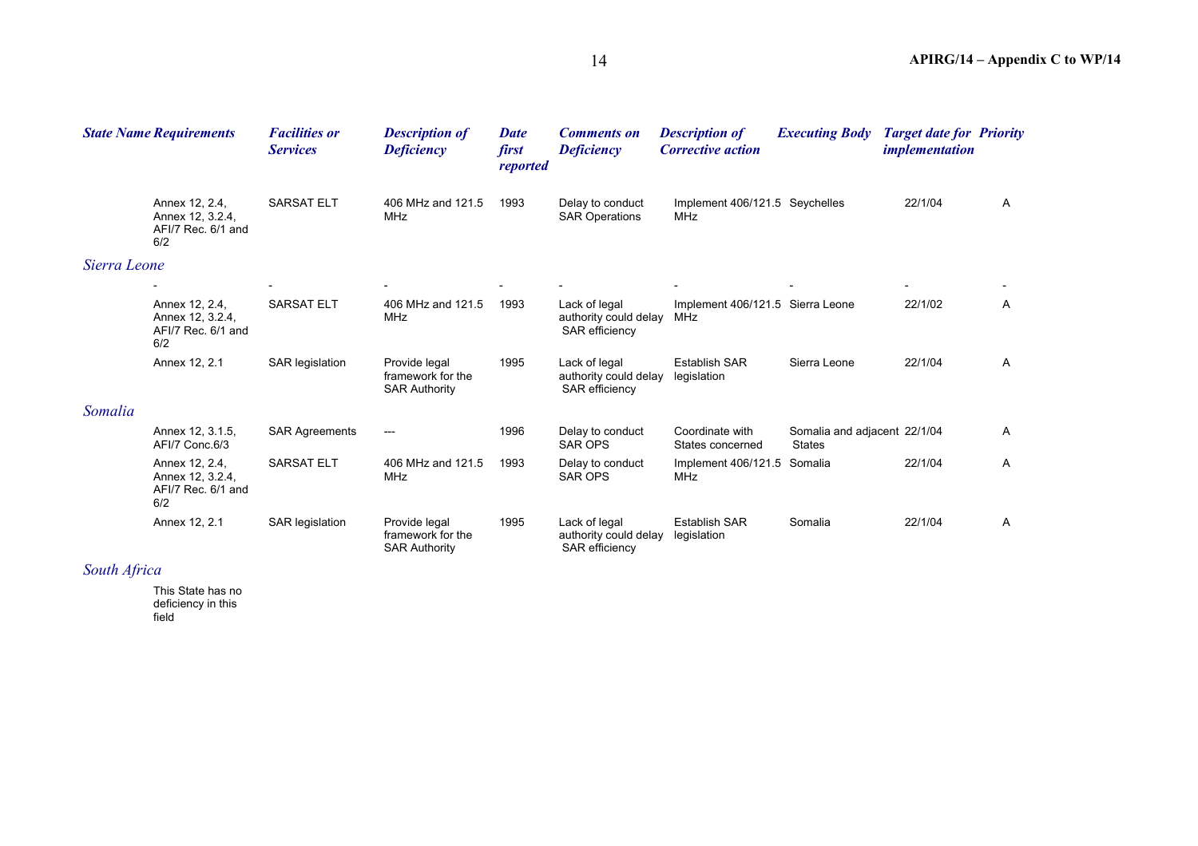| State Name | Requirements | Facilities or Services | Description of Deficiency | Date first reported | Comments on Deficiency | Description of Corrective action | Executing Body | Target date for implementation | Priority |
|---|---|---|---|---|---|---|---|---|---|
| | Annex 12, 2.4, Annex 12, 3.2.4, AFI/7 Rec. 6/1 and 6/2 | SARSAT ELT | 406 MHz and 121.5 MHz | 1993 | Delay to conduct SAR Operations | Implement 406/121.5 MHz | Seychelles | 22/1/04 | A |
| *Sierra Leone* | | | | | | | | | |
| | - | - | - | - | - | - | - | - | - |
| | Annex 12, 2.4, Annex 12, 3.2.4, AFI/7 Rec. 6/1 and 6/2 | SARSAT ELT | 406 MHz and 121.5 MHz | 1993 | Lack of legal authority could delay SAR efficiency | Implement 406/121.5 MHz | Sierra Leone | 22/1/02 | A |
| | Annex 12, 2.1 | SAR legislation | Provide legal framework for the SAR Authority | 1995 | Lack of legal authority could delay SAR efficiency | Establish SAR legislation | Sierra Leone | 22/1/04 | A |
| *Somalia* | | | | | | | | | |
| | Annex 12, 3.1.5, AFI/7 Conc.6/3 | SAR Agreements | --- | 1996 | Delay to conduct SAR OPS | Coordinate with States concerned | Somalia and adjacent States | 22/1/04 | A |
| | Annex 12, 2.4, Annex 12, 3.2.4, AFI/7 Rec. 6/1 and 6/2 | SARSAT ELT | 406 MHz and 121.5 MHz | 1993 | Delay to conduct SAR OPS | Implement 406/121.5 MHz | Somalia | 22/1/04 | A |
| | Annex 12, 2.1 | SAR legislation | Provide legal framework for the SAR Authority | 1995 | Lack of legal authority could delay SAR efficiency | Establish SAR legislation | Somalia | 22/1/04 | A |
| *South Africa* | | | | | | | | | |
| | This State has no deficiency in this field | | | | | | | | |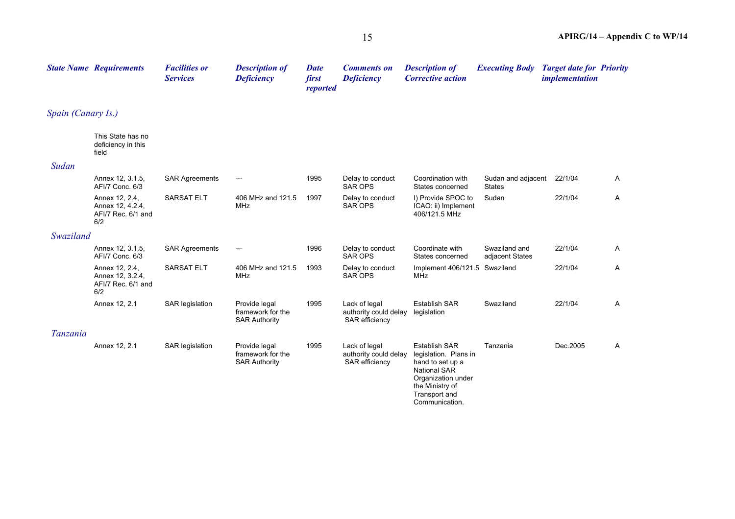| State Name | Requirements | Facilities or Services | Description of Deficiency | Date first reported | Comments on Deficiency | Description of Corrective action | Executing Body | Target date for implementation | Priority |
|---|---|---|---|---|---|---|---|---|---|
| *Spain (Canary Is.)* | | | | | | | | | |
| | This State has no deficiency in this field | | | | | | | | |
| *Sudan* | | | | | | | | | |
| | Annex 12, 3.1.5, AFI/7 Conc. 6/3 | SAR Agreements | --- | 1995 | Delay to conduct SAR OPS | Coordination with States concerned | Sudan and adjacent States | 22/1/04 | A |
| | Annex 12, 2.4, Annex 12, 4.2.4, AFI/7 Rec. 6/1 and 6/2 | SARSAT ELT | 406 MHz and 121.5 MHz | 1997 | Delay to conduct SAR OPS | I) Provide SPOC to ICAO: ii) Implement 406/121.5 MHz | Sudan | 22/1/04 | A |
| *Swaziland* | | | | | | | | | |
| | Annex 12, 3.1.5, AFI/7 Conc. 6/3 | SAR Agreements | --- | 1996 | Delay to conduct SAR OPS | Coordinate with States concerned | Swaziland and adjacent States | 22/1/04 | A |
| | Annex 12, 2.4, Annex 12, 3.2.4, AFI/7 Rec. 6/1 and 6/2 | SARSAT ELT | 406 MHz and 121.5 MHz | 1993 | Delay to conduct SAR OPS | Implement 406/121.5 MHz | Swaziland | 22/1/04 | A |
| | Annex 12, 2.1 | SAR legislation | Provide legal framework for the SAR Authority | 1995 | Lack of legal authority could delay SAR efficiency | Establish SAR legislation | Swaziland | 22/1/04 | A |
| *Tanzania* | | | | | | | | | |
| | Annex 12, 2.1 | SAR legislation | Provide legal framework for the SAR Authority | 1995 | Lack of legal authority could delay SAR efficiency | Establish SAR legislation. Plans in hand to set up a National SAR Organization under the Ministry of Transport and Communication. | Tanzania | Dec.2005 | A |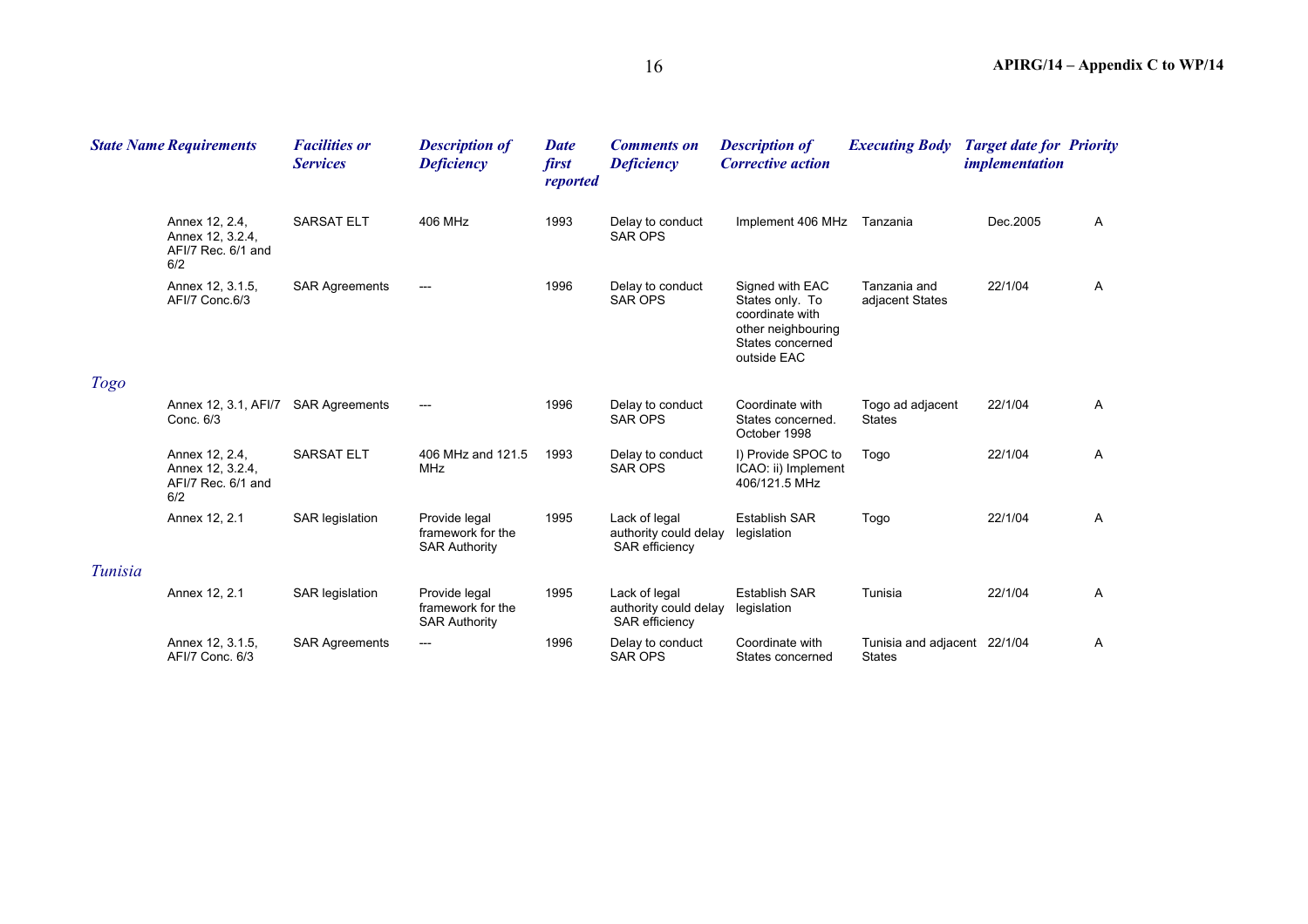| *State Name* | *Requirements* | *Facilities or Services* | *Description of Deficiency* | *Date first reported* | *Comments on Deficiency* | *Description of Corrective action* | *Executing Body* | *Target date for implementation* | *Priority* |
|---|---|---|---|---|---|---|---|---|---|
| | Annex 12, 2.4, Annex 12, 3.2.4, AFI/7 Rec. 6/1 and 6/2 | SARSAT ELT | 406 MHz | 1993 | Delay to conduct SAR OPS | Implement 406 MHz | Tanzania | Dec.2005 | A |
| | Annex 12, 3.1.5, AFI/7 Conc.6/3 | SAR Agreements | --- | 1996 | Delay to conduct SAR OPS | Signed with EAC States only. To coordinate with other neighbouring States concerned outside EAC | Tanzania and adjacent States | 22/1/04 | A |
| *Togo* | | | | | | | | | |
| | Annex 12, 3.1, AFI/7 Conc. 6/3 | SAR Agreements | --- | 1996 | Delay to conduct SAR OPS | Coordinate with States concerned. October 1998 | Togo ad adjacent States | 22/1/04 | A |
| | Annex 12, 2.4, Annex 12, 3.2.4, AFI/7 Rec. 6/1 and 6/2 | SARSAT ELT | 406 MHz and 121.5 MHz | 1993 | Delay to conduct SAR OPS | I) Provide SPOC to ICAO: ii) Implement 406/121.5 MHz | Togo | 22/1/04 | A |
| | Annex 12, 2.1 | SAR legislation | Provide legal framework for the SAR Authority | 1995 | Lack of legal authority could delay SAR efficiency | Establish SAR legislation | Togo | 22/1/04 | A |
| *Tunisia* | | | | | | | | | |
| | Annex 12, 2.1 | SAR legislation | Provide legal framework for the SAR Authority | 1995 | Lack of legal authority could delay SAR efficiency | Establish SAR legislation | Tunisia | 22/1/04 | A |
| | Annex 12, 3.1.5, AFI/7 Conc. 6/3 | SAR Agreements | --- | 1996 | Delay to conduct SAR OPS | Coordinate with States concerned | Tunisia and adjacent States | 22/1/04 | A |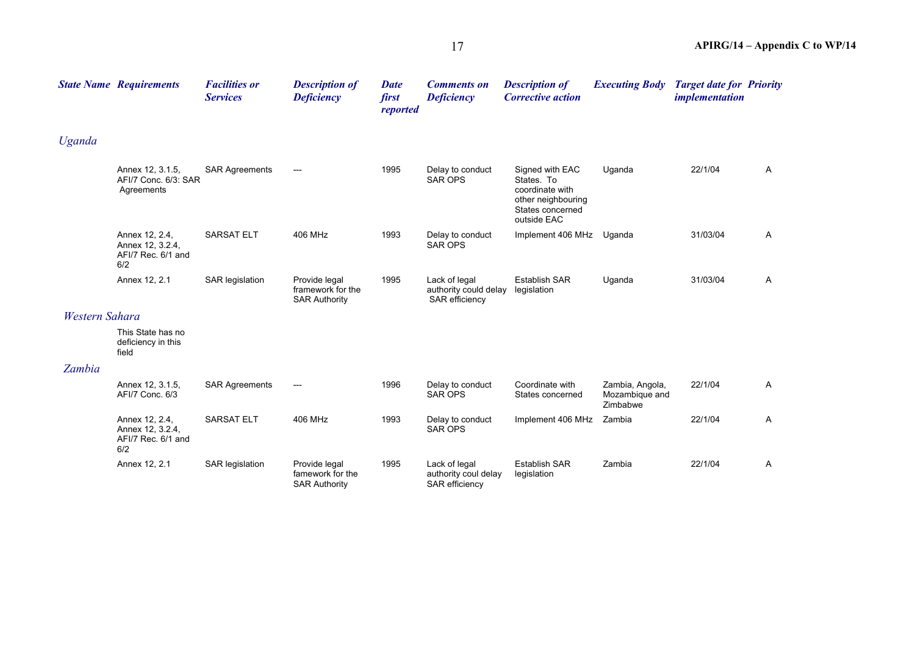| State Name | Requirements | Facilities or Services | Description of Deficiency | Date first reported | Comments on Deficiency | Description of Corrective action | Executing Body | Target date for implementation | Priority |
|---|---|---|---|---|---|---|---|---|---|
| *Uganda* | | | | | | | | | |
| | Annex 12, 3.1.5, AFI/7 Conc. 6/3: SAR Agreements | SAR Agreements | --- | 1995 | Delay to conduct SAR OPS | Signed with EAC States. To coordinate with other neighbouring States concerned outside EAC | Uganda | 22/1/04 | A |
| | Annex 12, 2.4, Annex 12, 3.2.4, AFI/7 Rec. 6/1 and 6/2 | SARSAT ELT | 406 MHz | 1993 | Delay to conduct SAR OPS | Implement 406 MHz | Uganda | 31/03/04 | A |
| | Annex 12, 2.1 | SAR legislation | Provide legal framework for the SAR Authority | 1995 | Lack of legal authority could delay SAR efficiency | Establish SAR legislation | Uganda | 31/03/04 | A |
| *Western Sahara* | | | | | | | | | |
| | This State has no deficiency in this field | | | | | | | | |
| *Zambia* | | | | | | | | | |
| | Annex 12, 3.1.5, AFI/7 Conc. 6/3 | SAR Agreements | --- | 1996 | Delay to conduct SAR OPS | Coordinate with States concerned | Zambia, Angola, Mozambique and Zimbabwe | 22/1/04 | A |
| | Annex 12, 2.4, Annex 12, 3.2.4, AFI/7 Rec. 6/1 and 6/2 | SARSAT ELT | 406 MHz | 1993 | Delay to conduct SAR OPS | Implement 406 MHz | Zambia | 22/1/04 | A |
| | Annex 12, 2.1 | SAR legislation | Provide legal famework for the SAR Authority | 1995 | Lack of legal authority coul delay SAR efficiency | Establish SAR legislation | Zambia | 22/1/04 | A |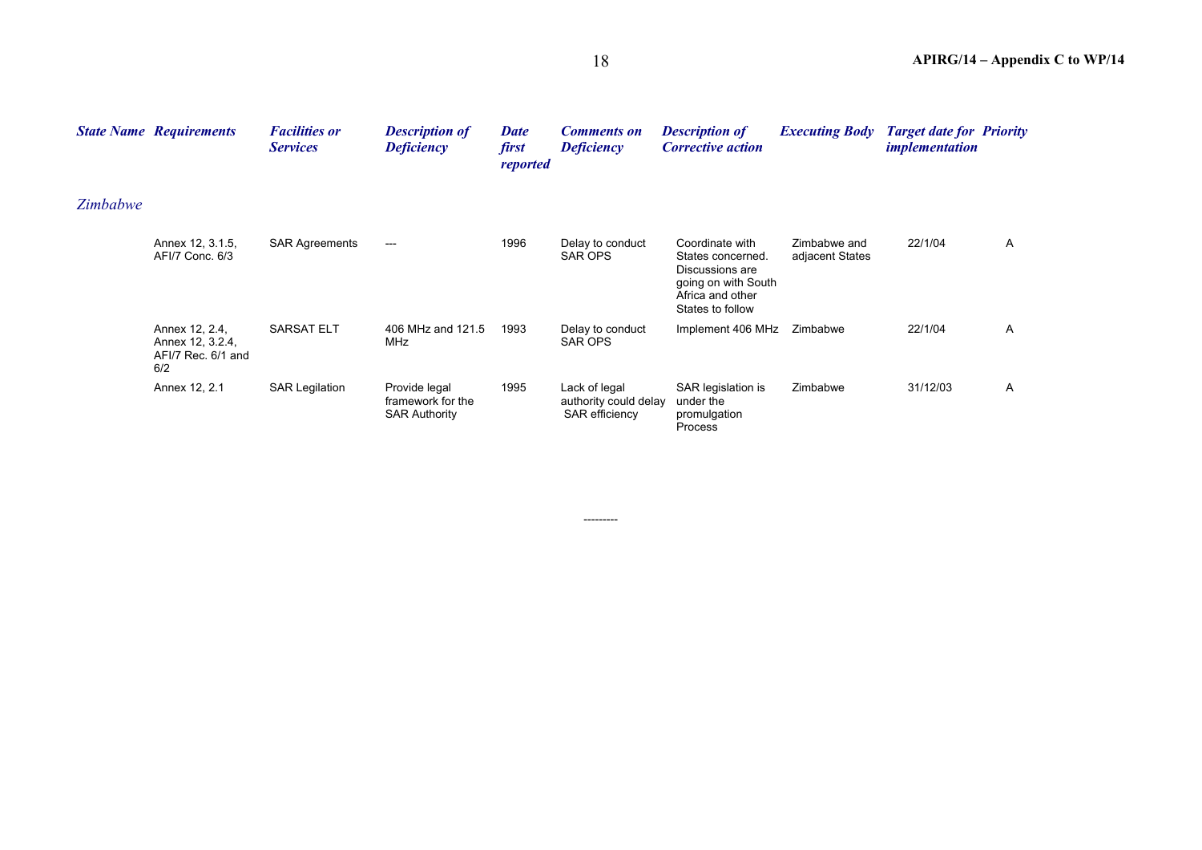| State Name | Requirements | Facilities or Services | Description of Deficiency | Date first reported | Comments on Deficiency | Description of Corrective action | Executing Body | Target date for implementation | Priority |
|---|---|---|---|---|---|---|---|---|---|
| *Zimbabwe* | | | | | | | | | |
| | Annex 12, 3.1.5, AFI/7 Conc. 6/3 | SAR Agreements | --- | 1996 | Delay to conduct SAR OPS | Coordinate with States concerned. Discussions are going on with South Africa and other States to follow | Zimbabwe and adjacent States | 22/1/04 | A |
| | Annex 12, 2.4, Annex 12, 3.2.4, AFI/7 Rec. 6/1 and 6/2 | SARSAT ELT | 406 MHz and 121.5 MHz | 1993 | Delay to conduct SAR OPS | Implement 406 MHz | Zimbabwe | 22/1/04 | A |
| | Annex 12, 2.1 | SAR Legilation | Provide legal framework for the SAR Authority | 1995 | Lack of legal authority could delay SAR efficiency | SAR legislation is under the promulgation Process | Zimbabwe | 31/12/03 | A |

---------